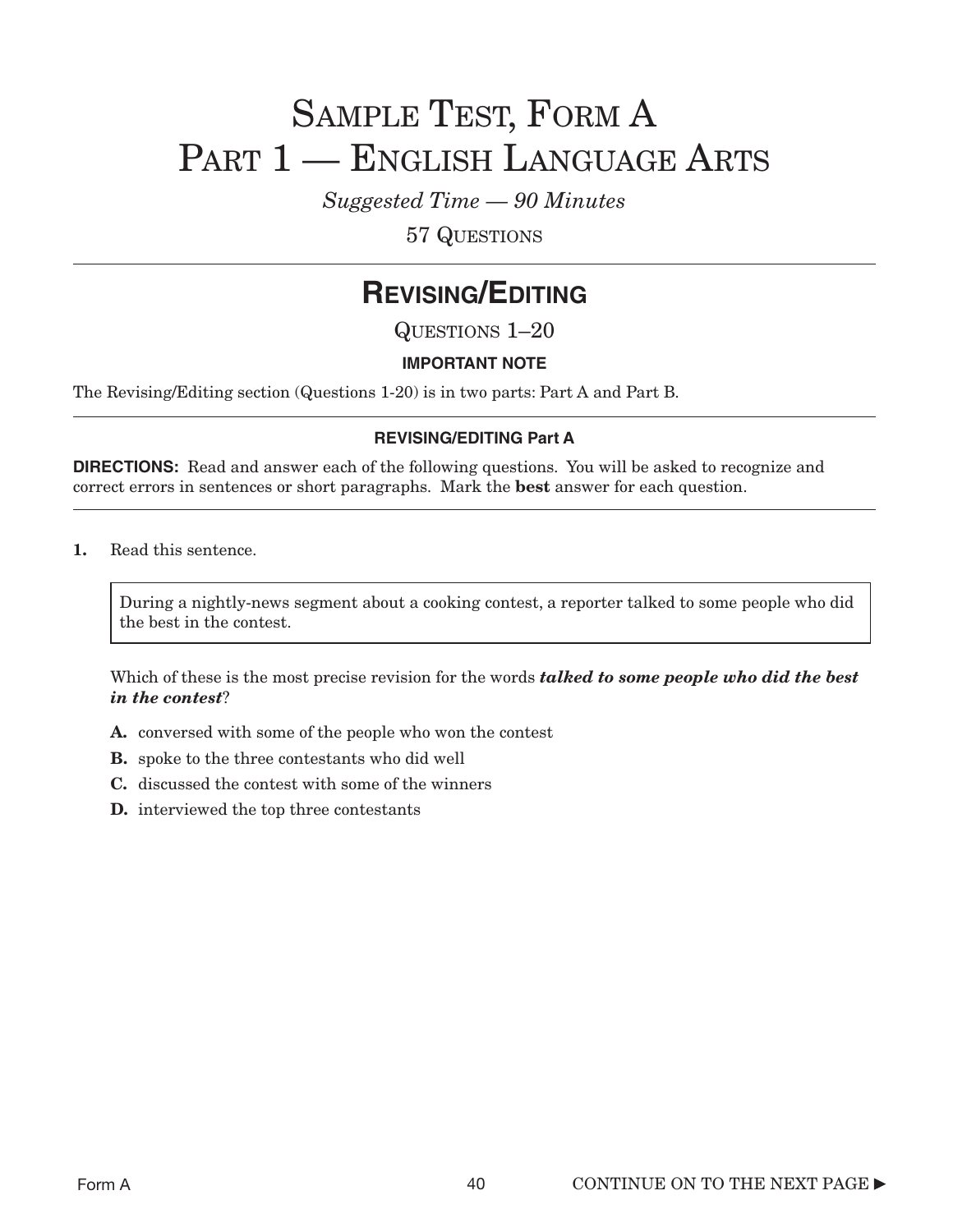# Sample Test, Form A
# Part 1 — English Language Arts

*Suggested Time — 90 Minutes*

57 Questions

## REVISING/EDITING

Questions 1–20

**IMPORTANT NOTE**

The Revising/Editing section (Questions 1-20) is in two parts: Part A and Part B.

### REVISING/EDITING Part A

**DIRECTIONS:** Read and answer each of the following questions. You will be asked to recognize and correct errors in sentences or short paragraphs. Mark the **best** answer for each question.

**1.** Read this sentence.

> During a nightly-news segment about a cooking contest, a reporter talked to some people who did the best in the contest.

Which of these is the most precise revision for the words ***talked to some people who did the best in the contest***?

- **A.** conversed with some of the people who won the contest
- **B.** spoke to the three contestants who did well
- **C.** discussed the contest with some of the winners
- **D.** interviewed the top three contestants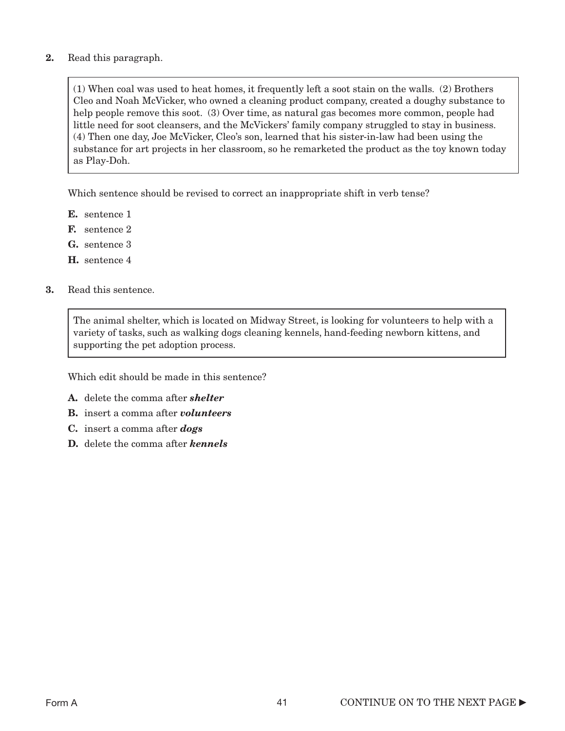**2.** Read this paragraph.

> (1) When coal was used to heat homes, it frequently left a soot stain on the walls. (2) Brothers Cleo and Noah McVicker, who owned a cleaning product company, created a doughy substance to help people remove this soot. (3) Over time, as natural gas becomes more common, people had little need for soot cleansers, and the McVickers' family company struggled to stay in business. (4) Then one day, Joe McVicker, Cleo's son, learned that his sister-in-law had been using the substance for art projects in her classroom, so he remarketed the product as the toy known today as Play-Doh.

Which sentence should be revised to correct an inappropriate shift in verb tense?

- **E.** sentence 1
- **F.** sentence 2
- **G.** sentence 3
- **H.** sentence 4

**3.** Read this sentence.

> The animal shelter, which is located on Midway Street, is looking for volunteers to help with a variety of tasks, such as walking dogs cleaning kennels, hand-feeding newborn kittens, and supporting the pet adoption process.

Which edit should be made in this sentence?

- **A.** delete the comma after ***shelter***
- **B.** insert a comma after ***volunteers***
- **C.** insert a comma after ***dogs***
- **D.** delete the comma after ***kennels***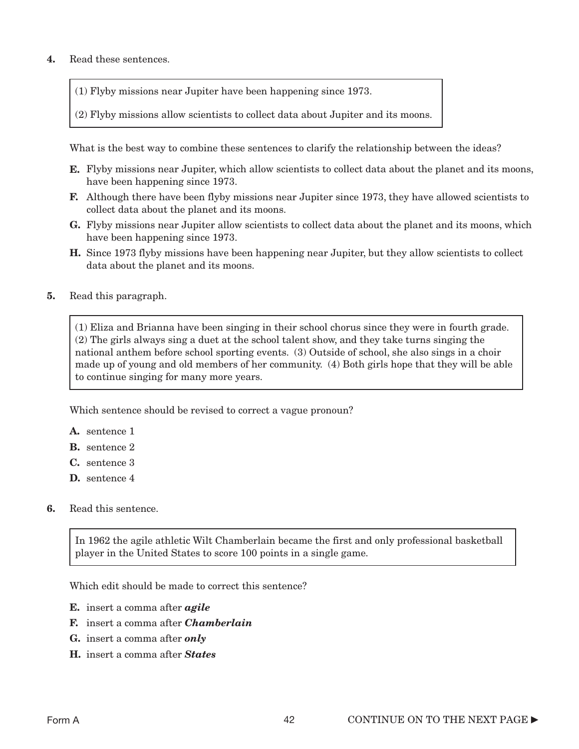**4.** Read these sentences.

> (1) Flyby missions near Jupiter have been happening since 1973.
>
> (2) Flyby missions allow scientists to collect data about Jupiter and its moons.

What is the best way to combine these sentences to clarify the relationship between the ideas?

- **E.** Flyby missions near Jupiter, which allow scientists to collect data about the planet and its moons, have been happening since 1973.
- **F.** Although there have been flyby missions near Jupiter since 1973, they have allowed scientists to collect data about the planet and its moons.
- **G.** Flyby missions near Jupiter allow scientists to collect data about the planet and its moons, which have been happening since 1973.
- **H.** Since 1973 flyby missions have been happening near Jupiter, but they allow scientists to collect data about the planet and its moons.

**5.** Read this paragraph.

> (1) Eliza and Brianna have been singing in their school chorus since they were in fourth grade. (2) The girls always sing a duet at the school talent show, and they take turns singing the national anthem before school sporting events. (3) Outside of school, she also sings in a choir made up of young and old members of her community. (4) Both girls hope that they will be able to continue singing for many more years.

Which sentence should be revised to correct a vague pronoun?

- **A.** sentence 1
- **B.** sentence 2
- **C.** sentence 3
- **D.** sentence 4

**6.** Read this sentence.

> In 1962 the agile athletic Wilt Chamberlain became the first and only professional basketball player in the United States to score 100 points in a single game.

Which edit should be made to correct this sentence?

- **E.** insert a comma after ***agile***
- **F.** insert a comma after ***Chamberlain***
- **G.** insert a comma after ***only***
- **H.** insert a comma after ***States***

CONTINUE ON TO THE NEXT PAGE ►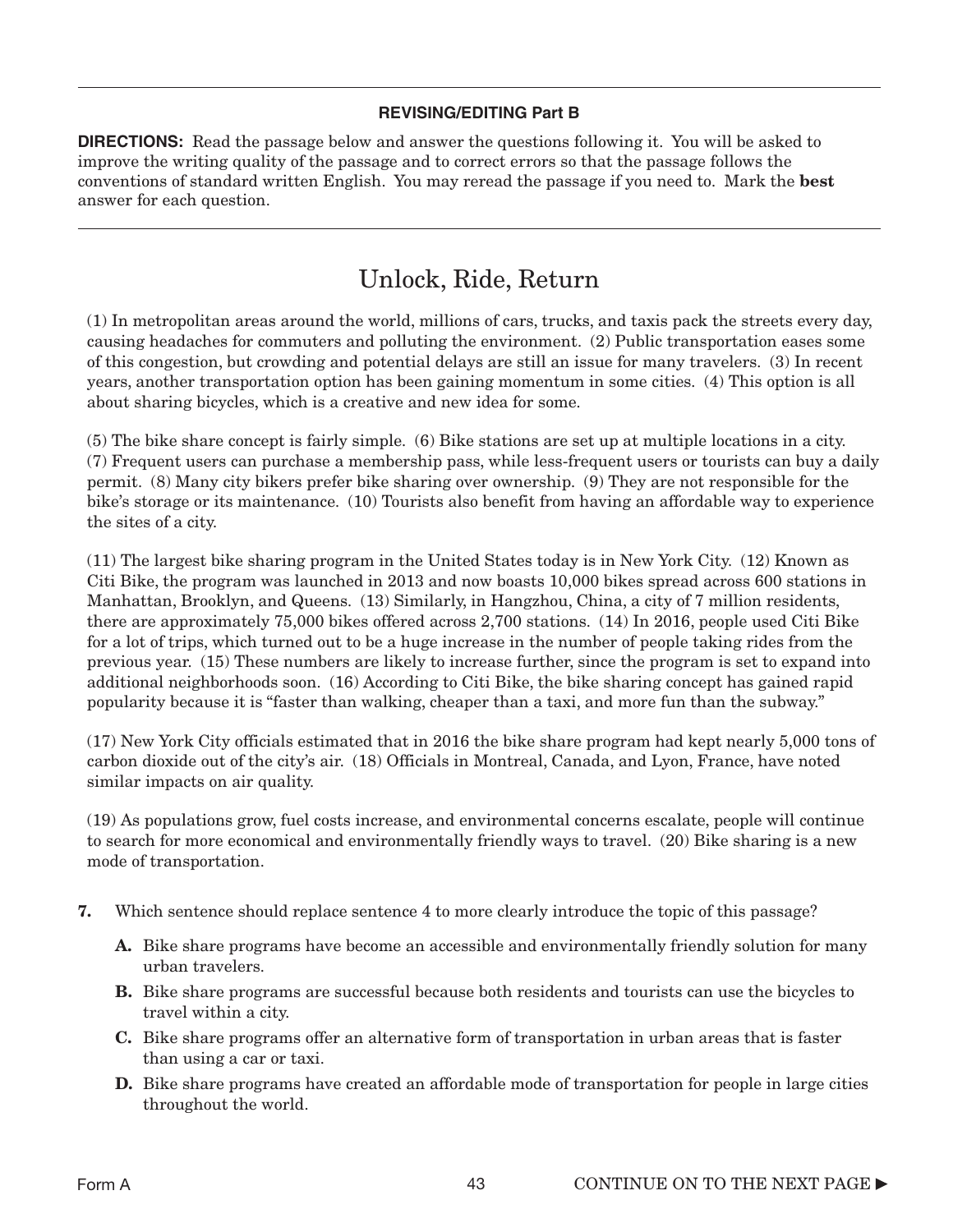### REVISING/EDITING Part B

**DIRECTIONS:** Read the passage below and answer the questions following it. You will be asked to improve the writing quality of the passage and to correct errors so that the passage follows the conventions of standard written English. You may reread the passage if you need to. Mark the **best** answer for each question.

---

# Unlock, Ride, Return

(1) In metropolitan areas around the world, millions of cars, trucks, and taxis pack the streets every day, causing headaches for commuters and polluting the environment. (2) Public transportation eases some of this congestion, but crowding and potential delays are still an issue for many travelers. (3) In recent years, another transportation option has been gaining momentum in some cities. (4) This option is all about sharing bicycles, which is a creative and new idea for some.

(5) The bike share concept is fairly simple. (6) Bike stations are set up at multiple locations in a city. (7) Frequent users can purchase a membership pass, while less-frequent users or tourists can buy a daily permit. (8) Many city bikers prefer bike sharing over ownership. (9) They are not responsible for the bike's storage or its maintenance. (10) Tourists also benefit from having an affordable way to experience the sites of a city.

(11) The largest bike sharing program in the United States today is in New York City. (12) Known as Citi Bike, the program was launched in 2013 and now boasts 10,000 bikes spread across 600 stations in Manhattan, Brooklyn, and Queens. (13) Similarly, in Hangzhou, China, a city of 7 million residents, there are approximately 75,000 bikes offered across 2,700 stations. (14) In 2016, people used Citi Bike for a lot of trips, which turned out to be a huge increase in the number of people taking rides from the previous year. (15) These numbers are likely to increase further, since the program is set to expand into additional neighborhoods soon. (16) According to Citi Bike, the bike sharing concept has gained rapid popularity because it is "faster than walking, cheaper than a taxi, and more fun than the subway."

(17) New York City officials estimated that in 2016 the bike share program had kept nearly 5,000 tons of carbon dioxide out of the city's air. (18) Officials in Montreal, Canada, and Lyon, France, have noted similar impacts on air quality.

(19) As populations grow, fuel costs increase, and environmental concerns escalate, people will continue to search for more economical and environmentally friendly ways to travel. (20) Bike sharing is a new mode of transportation.

**7.** Which sentence should replace sentence 4 to more clearly introduce the topic of this passage?

- **A.** Bike share programs have become an accessible and environmentally friendly solution for many urban travelers.
- **B.** Bike share programs are successful because both residents and tourists can use the bicycles to travel within a city.
- **C.** Bike share programs offer an alternative form of transportation in urban areas that is faster than using a car or taxi.
- **D.** Bike share programs have created an affordable mode of transportation for people in large cities throughout the world.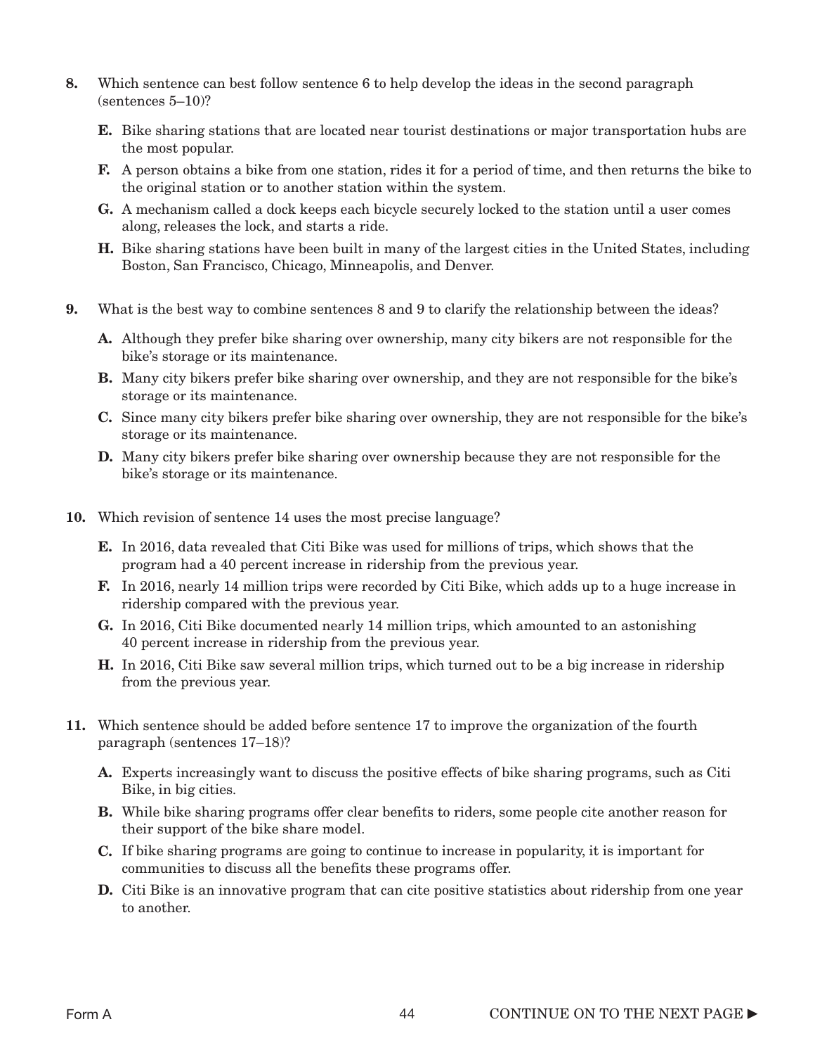**8.** Which sentence can best follow sentence 6 to help develop the ideas in the second paragraph (sentences 5–10)?

- **E.** Bike sharing stations that are located near tourist destinations or major transportation hubs are the most popular.
- **F.** A person obtains a bike from one station, rides it for a period of time, and then returns the bike to the original station or to another station within the system.
- **G.** A mechanism called a dock keeps each bicycle securely locked to the station until a user comes along, releases the lock, and starts a ride.
- **H.** Bike sharing stations have been built in many of the largest cities in the United States, including Boston, San Francisco, Chicago, Minneapolis, and Denver.

**9.** What is the best way to combine sentences 8 and 9 to clarify the relationship between the ideas?

- **A.** Although they prefer bike sharing over ownership, many city bikers are not responsible for the bike's storage or its maintenance.
- **B.** Many city bikers prefer bike sharing over ownership, and they are not responsible for the bike's storage or its maintenance.
- **C.** Since many city bikers prefer bike sharing over ownership, they are not responsible for the bike's storage or its maintenance.
- **D.** Many city bikers prefer bike sharing over ownership because they are not responsible for the bike's storage or its maintenance.

**10.** Which revision of sentence 14 uses the most precise language?

- **E.** In 2016, data revealed that Citi Bike was used for millions of trips, which shows that the program had a 40 percent increase in ridership from the previous year.
- **F.** In 2016, nearly 14 million trips were recorded by Citi Bike, which adds up to a huge increase in ridership compared with the previous year.
- **G.** In 2016, Citi Bike documented nearly 14 million trips, which amounted to an astonishing 40 percent increase in ridership from the previous year.
- **H.** In 2016, Citi Bike saw several million trips, which turned out to be a big increase in ridership from the previous year.

**11.** Which sentence should be added before sentence 17 to improve the organization of the fourth paragraph (sentences 17–18)?

- **A.** Experts increasingly want to discuss the positive effects of bike sharing programs, such as Citi Bike, in big cities.
- **B.** While bike sharing programs offer clear benefits to riders, some people cite another reason for their support of the bike share model.
- **C.** If bike sharing programs are going to continue to increase in popularity, it is important for communities to discuss all the benefits these programs offer.
- **D.** Citi Bike is an innovative program that can cite positive statistics about ridership from one year to another.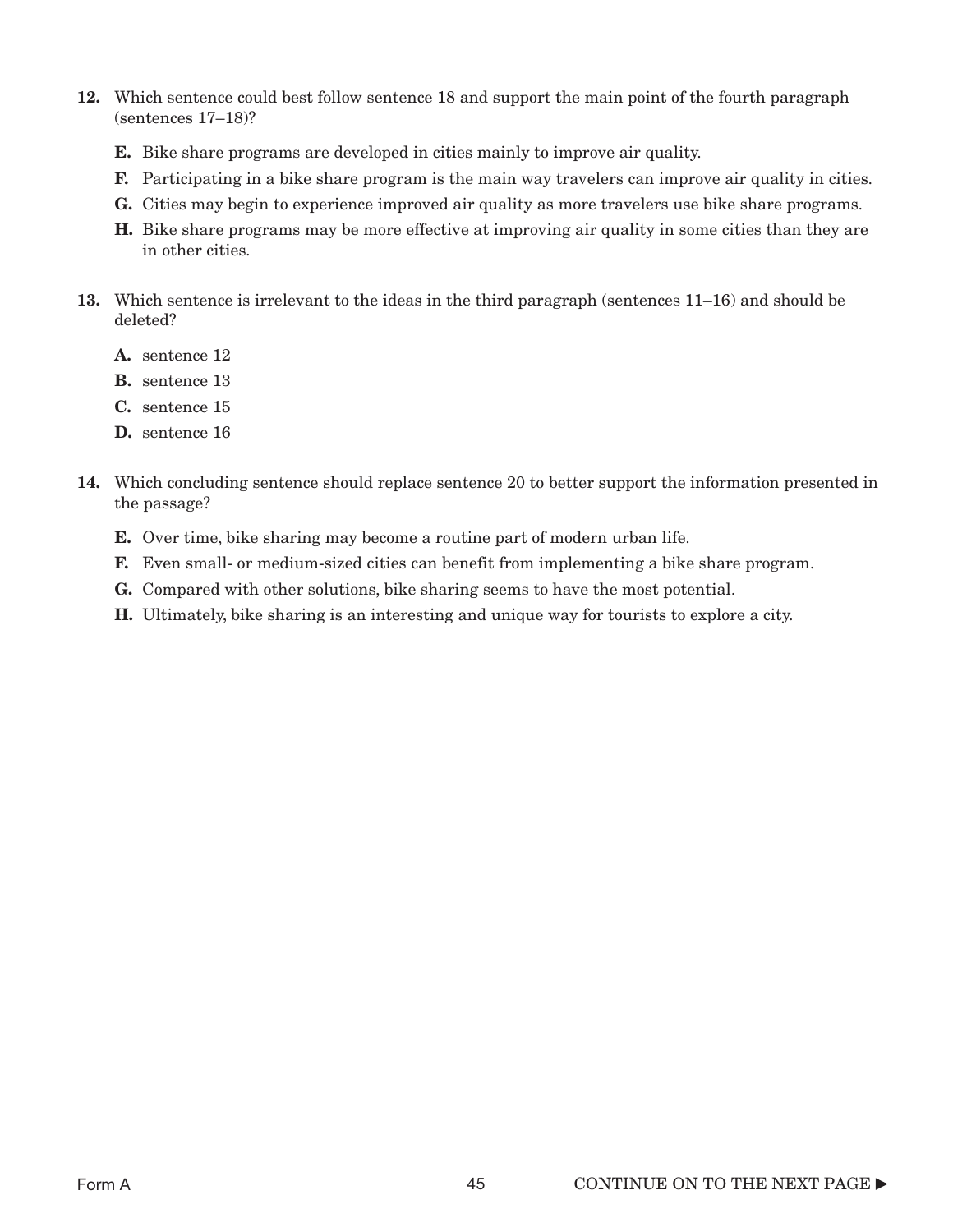**12.** Which sentence could best follow sentence 18 and support the main point of the fourth paragraph (sentences 17–18)?

**E.** Bike share programs are developed in cities mainly to improve air quality.

**F.** Participating in a bike share program is the main way travelers can improve air quality in cities.

**G.** Cities may begin to experience improved air quality as more travelers use bike share programs.

**H.** Bike share programs may be more effective at improving air quality in some cities than they are in other cities.

**13.** Which sentence is irrelevant to the ideas in the third paragraph (sentences 11–16) and should be deleted?

**A.** sentence 12

**B.** sentence 13

**C.** sentence 15

**D.** sentence 16

**14.** Which concluding sentence should replace sentence 20 to better support the information presented in the passage?

**E.** Over time, bike sharing may become a routine part of modern urban life.

**F.** Even small- or medium-sized cities can benefit from implementing a bike share program.

**G.** Compared with other solutions, bike sharing seems to have the most potential.

**H.** Ultimately, bike sharing is an interesting and unique way for tourists to explore a city.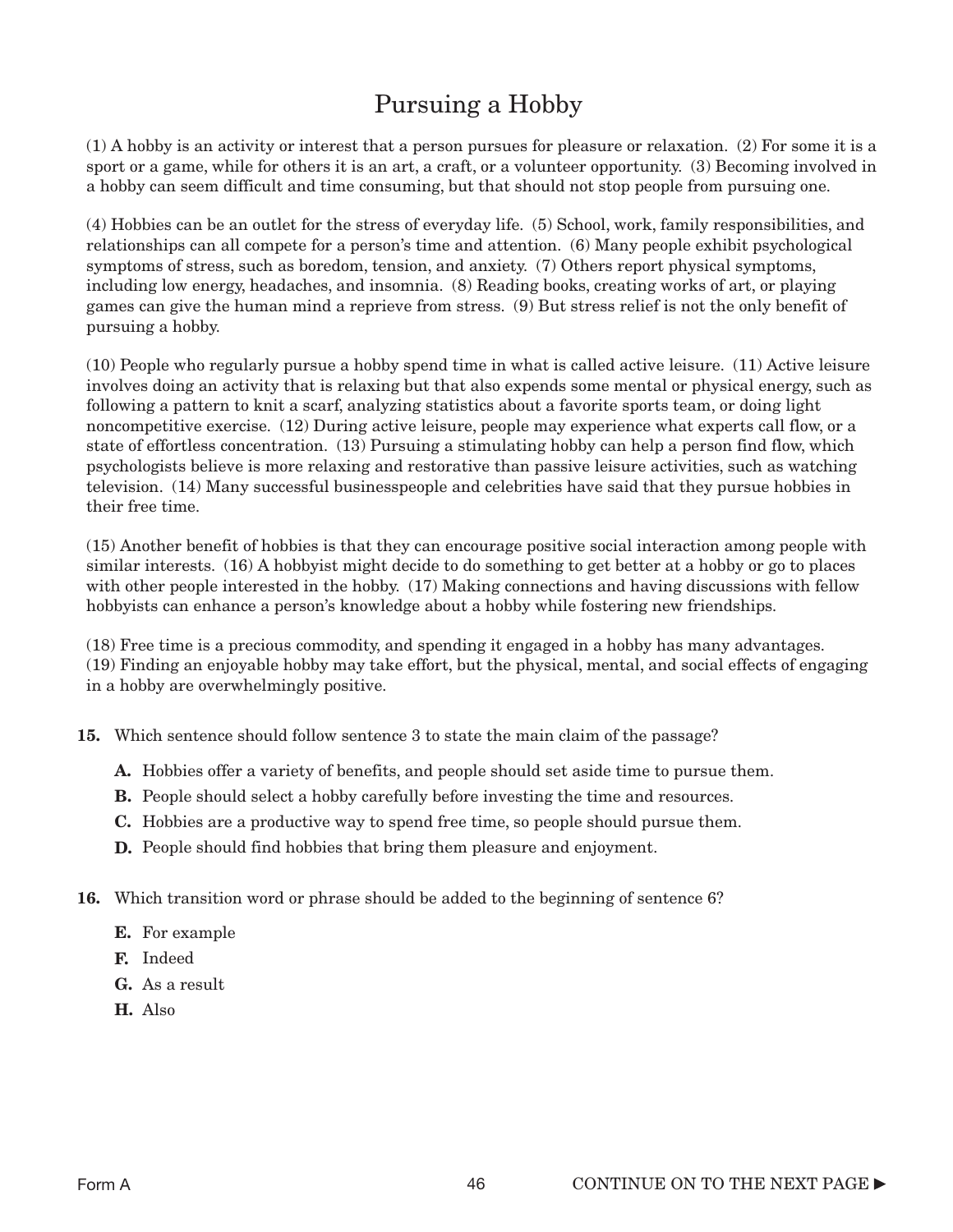# Pursuing a Hobby

(1) A hobby is an activity or interest that a person pursues for pleasure or relaxation. (2) For some it is a sport or a game, while for others it is an art, a craft, or a volunteer opportunity. (3) Becoming involved in a hobby can seem difficult and time consuming, but that should not stop people from pursuing one.

(4) Hobbies can be an outlet for the stress of everyday life. (5) School, work, family responsibilities, and relationships can all compete for a person's time and attention. (6) Many people exhibit psychological symptoms of stress, such as boredom, tension, and anxiety. (7) Others report physical symptoms, including low energy, headaches, and insomnia. (8) Reading books, creating works of art, or playing games can give the human mind a reprieve from stress. (9) But stress relief is not the only benefit of pursuing a hobby.

(10) People who regularly pursue a hobby spend time in what is called active leisure. (11) Active leisure involves doing an activity that is relaxing but that also expends some mental or physical energy, such as following a pattern to knit a scarf, analyzing statistics about a favorite sports team, or doing light noncompetitive exercise. (12) During active leisure, people may experience what experts call flow, or a state of effortless concentration. (13) Pursuing a stimulating hobby can help a person find flow, which psychologists believe is more relaxing and restorative than passive leisure activities, such as watching television. (14) Many successful businesspeople and celebrities have said that they pursue hobbies in their free time.

(15) Another benefit of hobbies is that they can encourage positive social interaction among people with similar interests. (16) A hobbyist might decide to do something to get better at a hobby or go to places with other people interested in the hobby. (17) Making connections and having discussions with fellow hobbyists can enhance a person's knowledge about a hobby while fostering new friendships.

(18) Free time is a precious commodity, and spending it engaged in a hobby has many advantages. (19) Finding an enjoyable hobby may take effort, but the physical, mental, and social effects of engaging in a hobby are overwhelmingly positive.

**15.** Which sentence should follow sentence 3 to state the main claim of the passage?

**A.** Hobbies offer a variety of benefits, and people should set aside time to pursue them.
**B.** People should select a hobby carefully before investing the time and resources.
**C.** Hobbies are a productive way to spend free time, so people should pursue them.
**D.** People should find hobbies that bring them pleasure and enjoyment.

**16.** Which transition word or phrase should be added to the beginning of sentence 6?

**E.** For example
**F.** Indeed
**G.** As a result
**H.** Also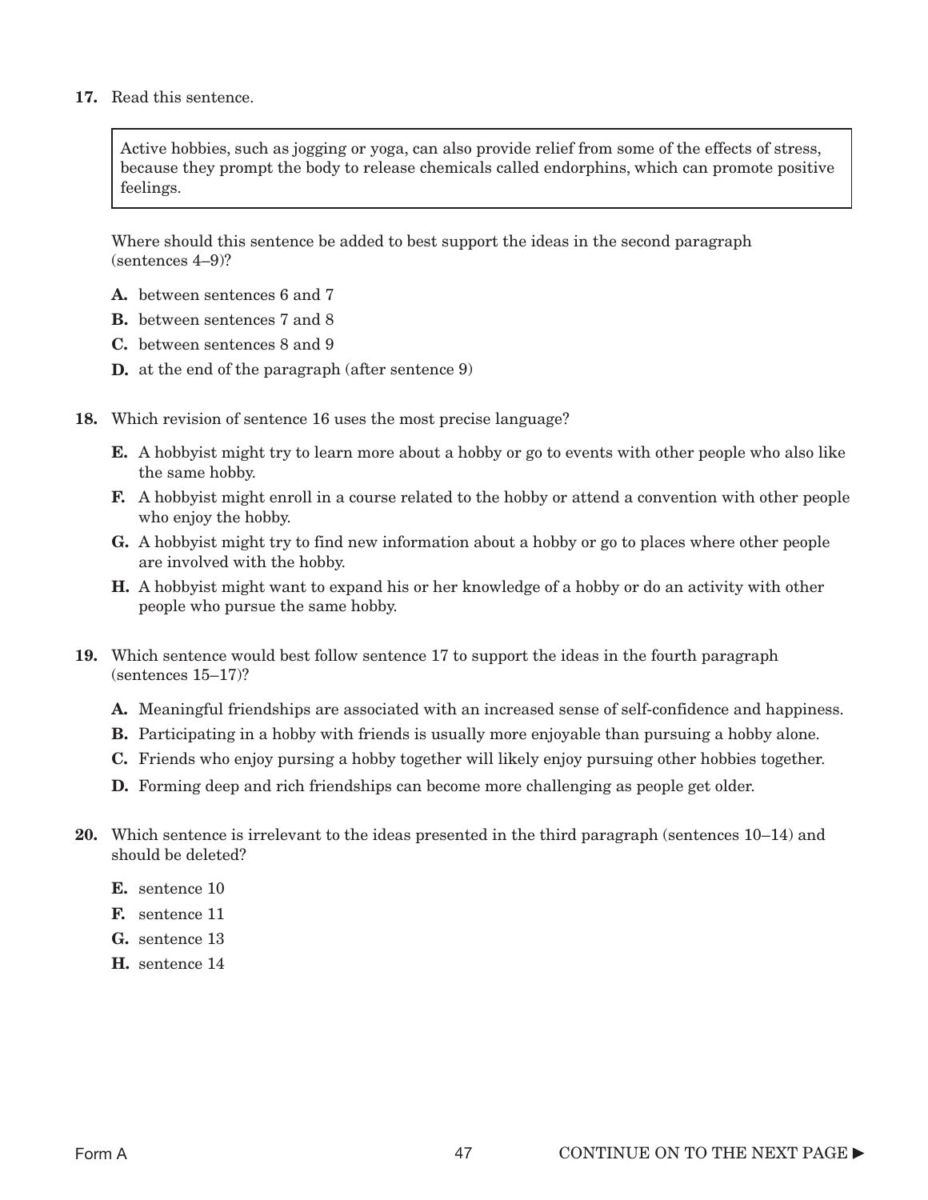**17.** Read this sentence.

> Active hobbies, such as jogging or yoga, can also provide relief from some of the effects of stress, because they prompt the body to release chemicals called endorphins, which can promote positive feelings.

Where should this sentence be added to best support the ideas in the second paragraph (sentences 4–9)?

- **A.** between sentences 6 and 7
- **B.** between sentences 7 and 8
- **C.** between sentences 8 and 9
- **D.** at the end of the paragraph (after sentence 9)

**18.** Which revision of sentence 16 uses the most precise language?

- **E.** A hobbyist might try to learn more about a hobby or go to events with other people who also like the same hobby.
- **F.** A hobbyist might enroll in a course related to the hobby or attend a convention with other people who enjoy the hobby.
- **G.** A hobbyist might try to find new information about a hobby or go to places where other people are involved with the hobby.
- **H.** A hobbyist might want to expand his or her knowledge of a hobby or do an activity with other people who pursue the same hobby.

**19.** Which sentence would best follow sentence 17 to support the ideas in the fourth paragraph (sentences 15–17)?

- **A.** Meaningful friendships are associated with an increased sense of self-confidence and happiness.
- **B.** Participating in a hobby with friends is usually more enjoyable than pursuing a hobby alone.
- **C.** Friends who enjoy pursing a hobby together will likely enjoy pursuing other hobbies together.
- **D.** Forming deep and rich friendships can become more challenging as people get older.

**20.** Which sentence is irrelevant to the ideas presented in the third paragraph (sentences 10–14) and should be deleted?

- **E.** sentence 10
- **F.** sentence 11
- **G.** sentence 13
- **H.** sentence 14

CONTINUE ON TO THE NEXT PAGE ►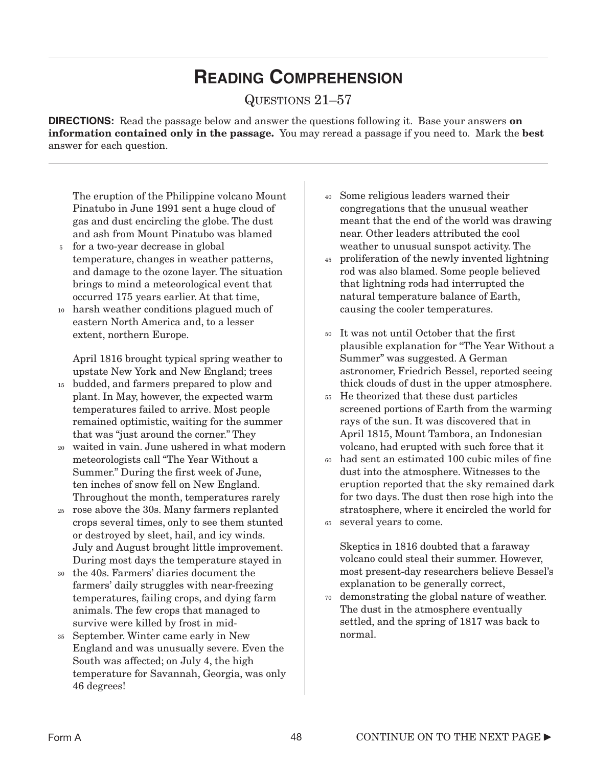# Reading Comprehension

Questions 21–57

**DIRECTIONS:** Read the passage below and answer the questions following it. Base your answers **on information contained only in the passage.** You may reread a passage if you need to. Mark the **best** answer for each question.

---

The eruption of the Philippine volcano Mount Pinatubo in June 1991 sent a huge cloud of gas and dust encircling the globe. The dust and ash from Mount Pinatubo was blamed (5) for a two-year decrease in global temperature, changes in weather patterns, and damage to the ozone layer. The situation brings to mind a meteorological event that occurred 175 years earlier. At that time, (10) harsh weather conditions plagued much of eastern North America and, to a lesser extent, northern Europe.

April 1816 brought typical spring weather to upstate New York and New England; trees (15) budded, and farmers prepared to plow and plant. In May, however, the expected warm temperatures failed to arrive. Most people remained optimistic, waiting for the summer that was "just around the corner." They (20) waited in vain. June ushered in what modern meteorologists call "The Year Without a Summer." During the first week of June, ten inches of snow fell on New England. Throughout the month, temperatures rarely (25) rose above the 30s. Many farmers replanted crops several times, only to see them stunted or destroyed by sleet, hail, and icy winds. July and August brought little improvement. During most days the temperature stayed in (30) the 40s. Farmers' diaries document the farmers' daily struggles with near-freezing temperatures, failing crops, and dying farm animals. The few crops that managed to survive were killed by frost in mid-(35)September. Winter came early in New England and was unusually severe. Even the South was affected; on July 4, the high temperature for Savannah, Georgia, was only 46 degrees!

(40) Some religious leaders warned their congregations that the unusual weather meant that the end of the world was drawing near. Other leaders attributed the cool weather to unusual sunspot activity. The (45) proliferation of the newly invented lightning rod was also blamed. Some people believed that lightning rods had interrupted the natural temperature balance of Earth, causing the cooler temperatures.

(50) It was not until October that the first plausible explanation for "The Year Without a Summer" was suggested. A German astronomer, Friedrich Bessel, reported seeing thick clouds of dust in the upper atmosphere. (55) He theorized that these dust particles screened portions of Earth from the warming rays of the sun. It was discovered that in April 1815, Mount Tambora, an Indonesian volcano, had erupted with such force that it (60) had sent an estimated 100 cubic miles of fine dust into the atmosphere. Witnesses to the eruption reported that the sky remained dark for two days. The dust then rose high into the stratosphere, where it encircled the world for (65) several years to come.

Skeptics in 1816 doubted that a faraway volcano could steal their summer. However, most present-day researchers believe Bessel's explanation to be generally correct, (70) demonstrating the global nature of weather. The dust in the atmosphere eventually settled, and the spring of 1817 was back to normal.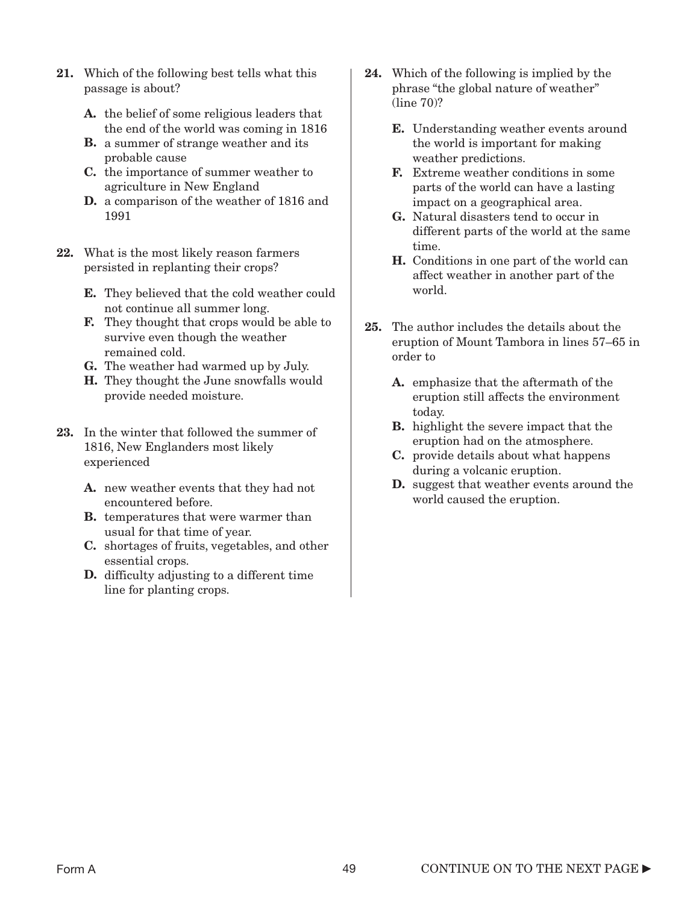**21.** Which of the following best tells what this passage is about?

- **A.** the belief of some religious leaders that the end of the world was coming in 1816
- **B.** a summer of strange weather and its probable cause
- **C.** the importance of summer weather to agriculture in New England
- **D.** a comparison of the weather of 1816 and 1991

**22.** What is the most likely reason farmers persisted in replanting their crops?

- **E.** They believed that the cold weather could not continue all summer long.
- **F.** They thought that crops would be able to survive even though the weather remained cold.
- **G.** The weather had warmed up by July.
- **H.** They thought the June snowfalls would provide needed moisture.

**23.** In the winter that followed the summer of 1816, New Englanders most likely experienced

- **A.** new weather events that they had not encountered before.
- **B.** temperatures that were warmer than usual for that time of year.
- **C.** shortages of fruits, vegetables, and other essential crops.
- **D.** difficulty adjusting to a different time line for planting crops.

**24.** Which of the following is implied by the phrase "the global nature of weather" (line 70)?

- **E.** Understanding weather events around the world is important for making weather predictions.
- **F.** Extreme weather conditions in some parts of the world can have a lasting impact on a geographical area.
- **G.** Natural disasters tend to occur in different parts of the world at the same time.
- **H.** Conditions in one part of the world can affect weather in another part of the world.

**25.** The author includes the details about the eruption of Mount Tambora in lines 57–65 in order to

- **A.** emphasize that the aftermath of the eruption still affects the environment today.
- **B.** highlight the severe impact that the eruption had on the atmosphere.
- **C.** provide details about what happens during a volcanic eruption.
- **D.** suggest that weather events around the world caused the eruption.

CONTINUE ON TO THE NEXT PAGE ►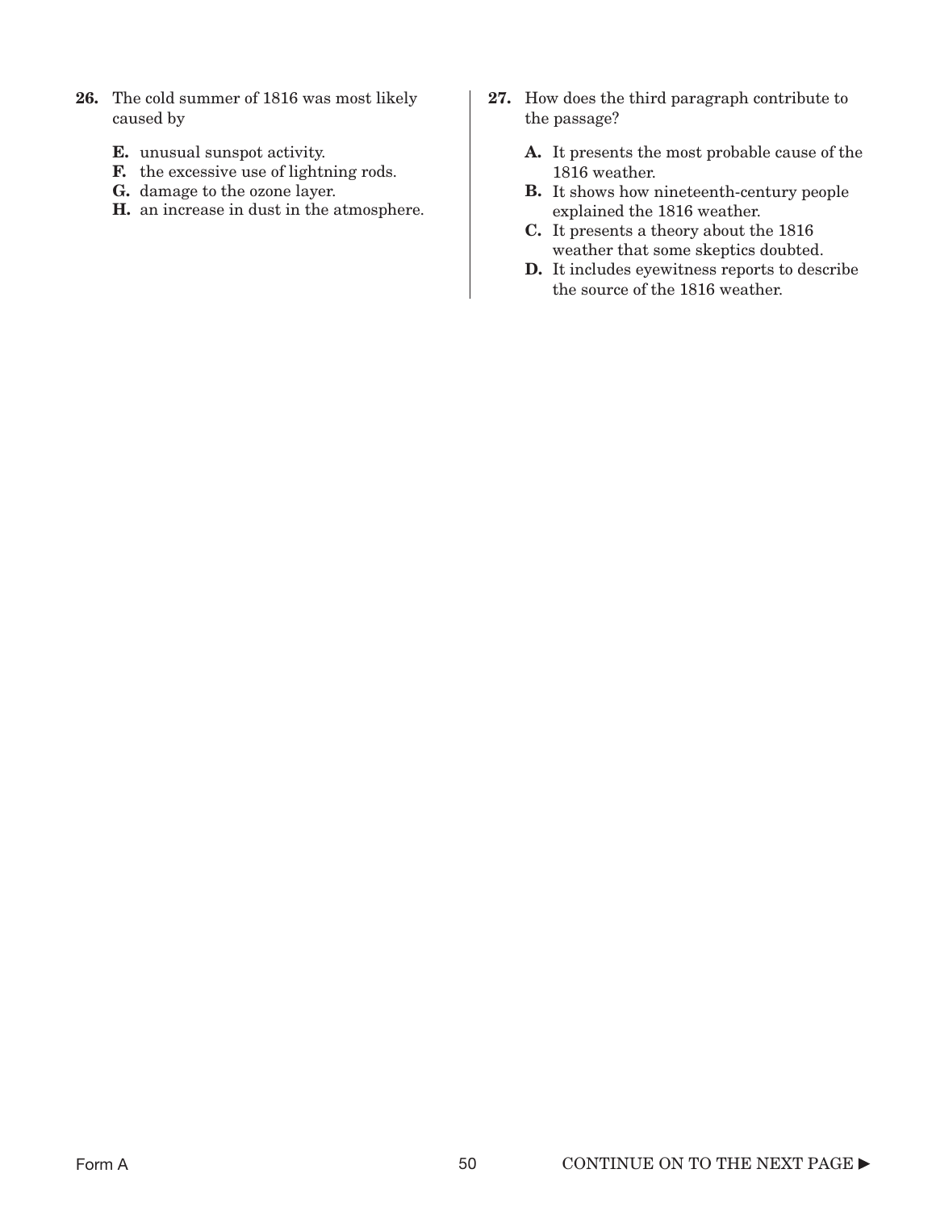**26.** The cold summer of 1816 was most likely caused by

- **E.** unusual sunspot activity.
- **F.** the excessive use of lightning rods.
- **G.** damage to the ozone layer.
- **H.** an increase in dust in the atmosphere.

**27.** How does the third paragraph contribute to the passage?

- **A.** It presents the most probable cause of the 1816 weather.
- **B.** It shows how nineteenth-century people explained the 1816 weather.
- **C.** It presents a theory about the 1816 weather that some skeptics doubted.
- **D.** It includes eyewitness reports to describe the source of the 1816 weather.

Form A

CONTINUE ON TO THE NEXT PAGE ►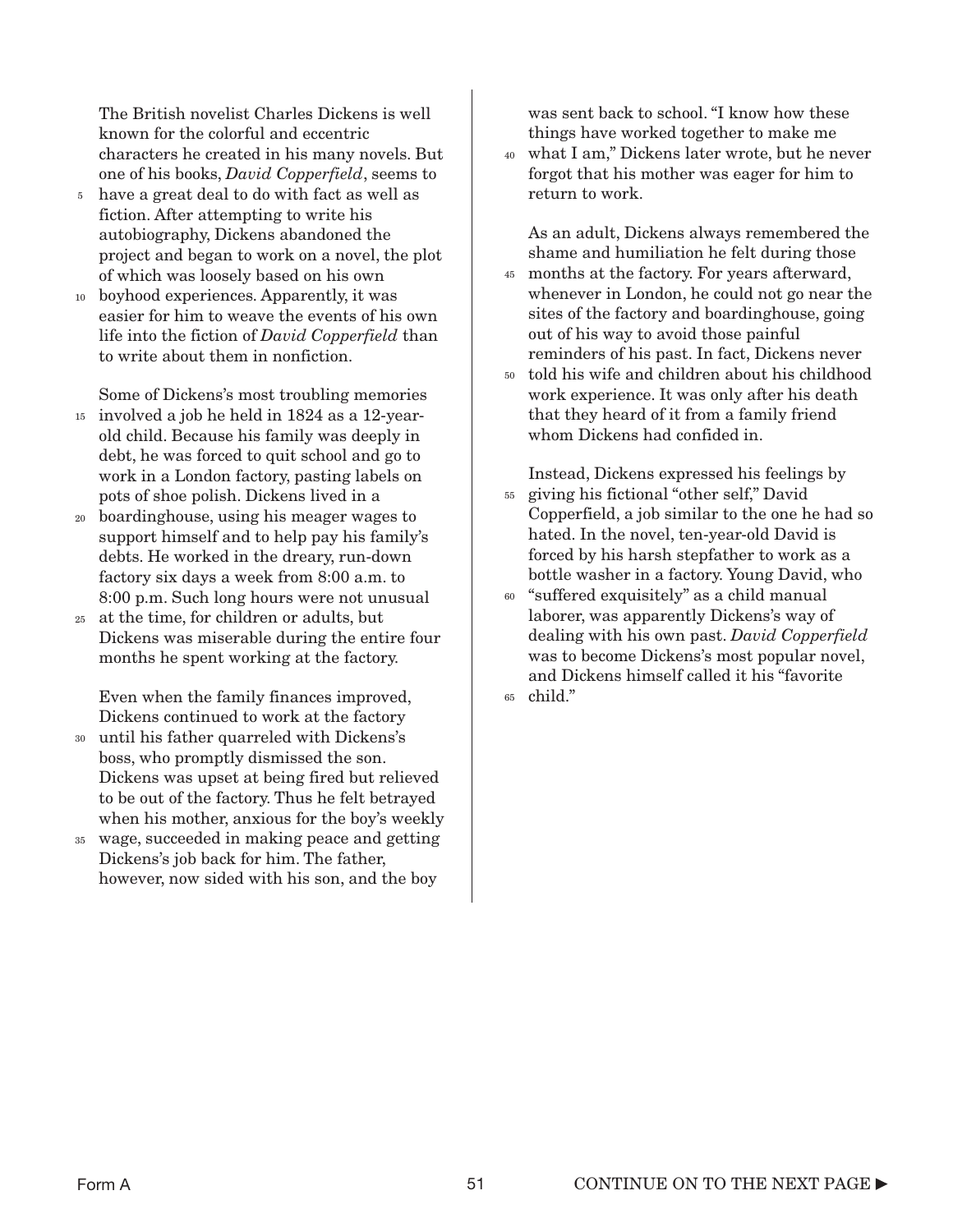The British novelist Charles Dickens is well known for the colorful and eccentric characters he created in his many novels. But one of his books, *David Copperfield*, seems to have a great deal to do with fact as well as fiction. After attempting to write his autobiography, Dickens abandoned the project and began to work on a novel, the plot of which was loosely based on his own boyhood experiences. Apparently, it was easier for him to weave the events of his own life into the fiction of *David Copperfield* than to write about them in nonfiction.

Some of Dickens's most troubling memories involved a job he held in 1824 as a 12-year-old child. Because his family was deeply in debt, he was forced to quit school and go to work in a London factory, pasting labels on pots of shoe polish. Dickens lived in a boardinghouse, using his meager wages to support himself and to help pay his family's debts. He worked in the dreary, run-down factory six days a week from 8:00 a.m. to 8:00 p.m. Such long hours were not unusual at the time, for children or adults, but Dickens was miserable during the entire four months he spent working at the factory.

Even when the family finances improved, Dickens continued to work at the factory until his father quarreled with Dickens's boss, who promptly dismissed the son. Dickens was upset at being fired but relieved to be out of the factory. Thus he felt betrayed when his mother, anxious for the boy's weekly wage, succeeded in making peace and getting Dickens's job back for him. The father, however, now sided with his son, and the boy was sent back to school. "I know how these things have worked together to make me what I am," Dickens later wrote, but he never forgot that his mother was eager for him to return to work.

As an adult, Dickens always remembered the shame and humiliation he felt during those months at the factory. For years afterward, whenever in London, he could not go near the sites of the factory and boardinghouse, going out of his way to avoid those painful reminders of his past. In fact, Dickens never told his wife and children about his childhood work experience. It was only after his death that they heard of it from a family friend whom Dickens had confided in.

Instead, Dickens expressed his feelings by giving his fictional "other self," David Copperfield, a job similar to the one he had so hated. In the novel, ten-year-old David is forced by his harsh stepfather to work as a bottle washer in a factory. Young David, who "suffered exquisitely" as a child manual laborer, was apparently Dickens's way of dealing with his own past. *David Copperfield* was to become Dickens's most popular novel, and Dickens himself called it his "favorite child."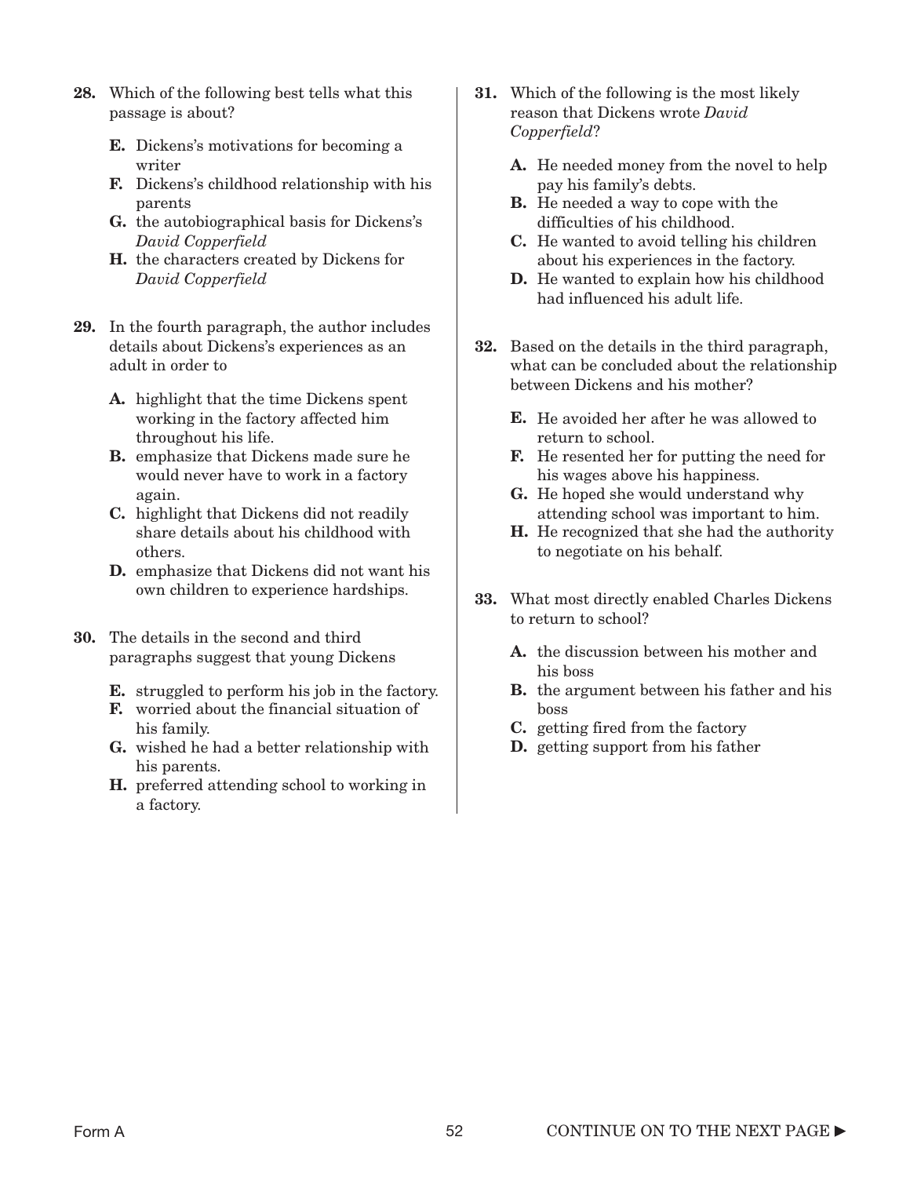**28.** Which of the following best tells what this passage is about?

- **E.** Dickens's motivations for becoming a writer
- **F.** Dickens's childhood relationship with his parents
- **G.** the autobiographical basis for Dickens's *David Copperfield*
- **H.** the characters created by Dickens for *David Copperfield*

**29.** In the fourth paragraph, the author includes details about Dickens's experiences as an adult in order to

- **A.** highlight that the time Dickens spent working in the factory affected him throughout his life.
- **B.** emphasize that Dickens made sure he would never have to work in a factory again.
- **C.** highlight that Dickens did not readily share details about his childhood with others.
- **D.** emphasize that Dickens did not want his own children to experience hardships.

**30.** The details in the second and third paragraphs suggest that young Dickens

- **E.** struggled to perform his job in the factory.
- **F.** worried about the financial situation of his family.
- **G.** wished he had a better relationship with his parents.
- **H.** preferred attending school to working in a factory.

**31.** Which of the following is the most likely reason that Dickens wrote *David Copperfield*?

- **A.** He needed money from the novel to help pay his family's debts.
- **B.** He needed a way to cope with the difficulties of his childhood.
- **C.** He wanted to avoid telling his children about his experiences in the factory.
- **D.** He wanted to explain how his childhood had influenced his adult life.

**32.** Based on the details in the third paragraph, what can be concluded about the relationship between Dickens and his mother?

- **E.** He avoided her after he was allowed to return to school.
- **F.** He resented her for putting the need for his wages above his happiness.
- **G.** He hoped she would understand why attending school was important to him.
- **H.** He recognized that she had the authority to negotiate on his behalf.

**33.** What most directly enabled Charles Dickens to return to school?

- **A.** the discussion between his mother and his boss
- **B.** the argument between his father and his boss
- **C.** getting fired from the factory
- **D.** getting support from his father

CONTINUE ON TO THE NEXT PAGE ►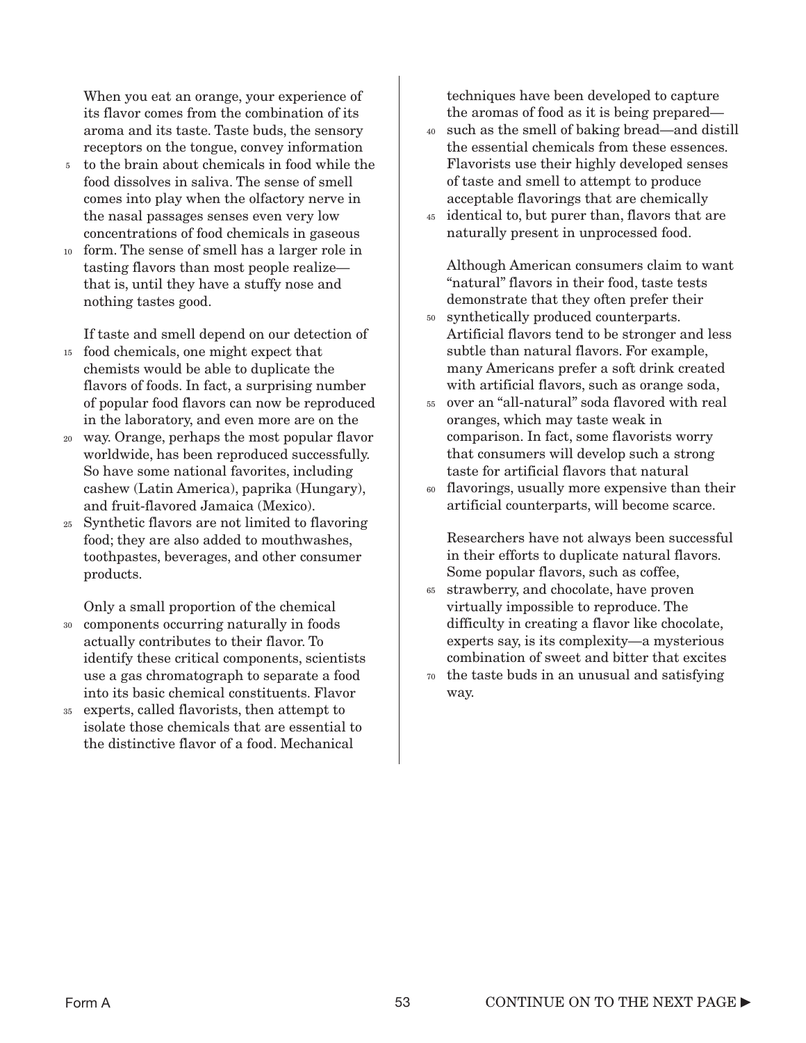When you eat an orange, your experience of its flavor comes from the combination of its aroma and its taste. Taste buds, the sensory receptors on the tongue, convey information to the brain about chemicals in food while the food dissolves in saliva. The sense of smell comes into play when the olfactory nerve in the nasal passages senses even very low concentrations of food chemicals in gaseous form. The sense of smell has a larger role in tasting flavors than most people realize—that is, until they have a stuffy nose and nothing tastes good.

If taste and smell depend on our detection of food chemicals, one might expect that chemists would be able to duplicate the flavors of foods. In fact, a surprising number of popular food flavors can now be reproduced in the laboratory, and even more are on the way. Orange, perhaps the most popular flavor worldwide, has been reproduced successfully. So have some national favorites, including cashew (Latin America), paprika (Hungary), and fruit-flavored Jamaica (Mexico). Synthetic flavors are not limited to flavoring food; they are also added to mouthwashes, toothpastes, beverages, and other consumer products.

Only a small proportion of the chemical components occurring naturally in foods actually contributes to their flavor. To identify these critical components, scientists use a gas chromatograph to separate a food into its basic chemical constituents. Flavor experts, called flavorists, then attempt to isolate those chemicals that are essential to the distinctive flavor of a food. Mechanical techniques have been developed to capture the aromas of food as it is being prepared—such as the smell of baking bread—and distill the essential chemicals from these essences. Flavorists use their highly developed senses of taste and smell to attempt to produce acceptable flavorings that are chemically identical to, but purer than, flavors that are naturally present in unprocessed food.

Although American consumers claim to want "natural" flavors in their food, taste tests demonstrate that they often prefer their synthetically produced counterparts. Artificial flavors tend to be stronger and less subtle than natural flavors. For example, many Americans prefer a soft drink created with artificial flavors, such as orange soda, over an "all-natural" soda flavored with real oranges, which may taste weak in comparison. In fact, some flavorists worry that consumers will develop such a strong taste for artificial flavors that natural flavorings, usually more expensive than their artificial counterparts, will become scarce.

Researchers have not always been successful in their efforts to duplicate natural flavors. Some popular flavors, such as coffee, strawberry, and chocolate, have proven virtually impossible to reproduce. The difficulty in creating a flavor like chocolate, experts say, is its complexity—a mysterious combination of sweet and bitter that excites the taste buds in an unusual and satisfying way.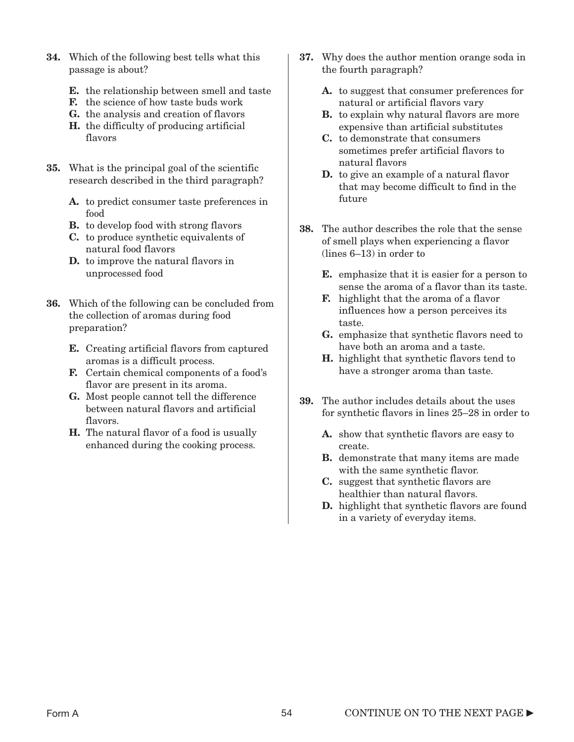**34.** Which of the following best tells what this passage is about?

- **E.** the relationship between smell and taste
- **F.** the science of how taste buds work
- **G.** the analysis and creation of flavors
- **H.** the difficulty of producing artificial flavors

**35.** What is the principal goal of the scientific research described in the third paragraph?

- **A.** to predict consumer taste preferences in food
- **B.** to develop food with strong flavors
- **C.** to produce synthetic equivalents of natural food flavors
- **D.** to improve the natural flavors in unprocessed food

**36.** Which of the following can be concluded from the collection of aromas during food preparation?

- **E.** Creating artificial flavors from captured aromas is a difficult process.
- **F.** Certain chemical components of a food's flavor are present in its aroma.
- **G.** Most people cannot tell the difference between natural flavors and artificial flavors.
- **H.** The natural flavor of a food is usually enhanced during the cooking process.

**37.** Why does the author mention orange soda in the fourth paragraph?

- **A.** to suggest that consumer preferences for natural or artificial flavors vary
- **B.** to explain why natural flavors are more expensive than artificial substitutes
- **C.** to demonstrate that consumers sometimes prefer artificial flavors to natural flavors
- **D.** to give an example of a natural flavor that may become difficult to find in the future

**38.** The author describes the role that the sense of smell plays when experiencing a flavor (lines 6–13) in order to

- **E.** emphasize that it is easier for a person to sense the aroma of a flavor than its taste.
- **F.** highlight that the aroma of a flavor influences how a person perceives its taste.
- **G.** emphasize that synthetic flavors need to have both an aroma and a taste.
- **H.** highlight that synthetic flavors tend to have a stronger aroma than taste.

**39.** The author includes details about the uses for synthetic flavors in lines 25–28 in order to

- **A.** show that synthetic flavors are easy to create.
- **B.** demonstrate that many items are made with the same synthetic flavor.
- **C.** suggest that synthetic flavors are healthier than natural flavors.
- **D.** highlight that synthetic flavors are found in a variety of everyday items.

CONTINUE ON TO THE NEXT PAGE ►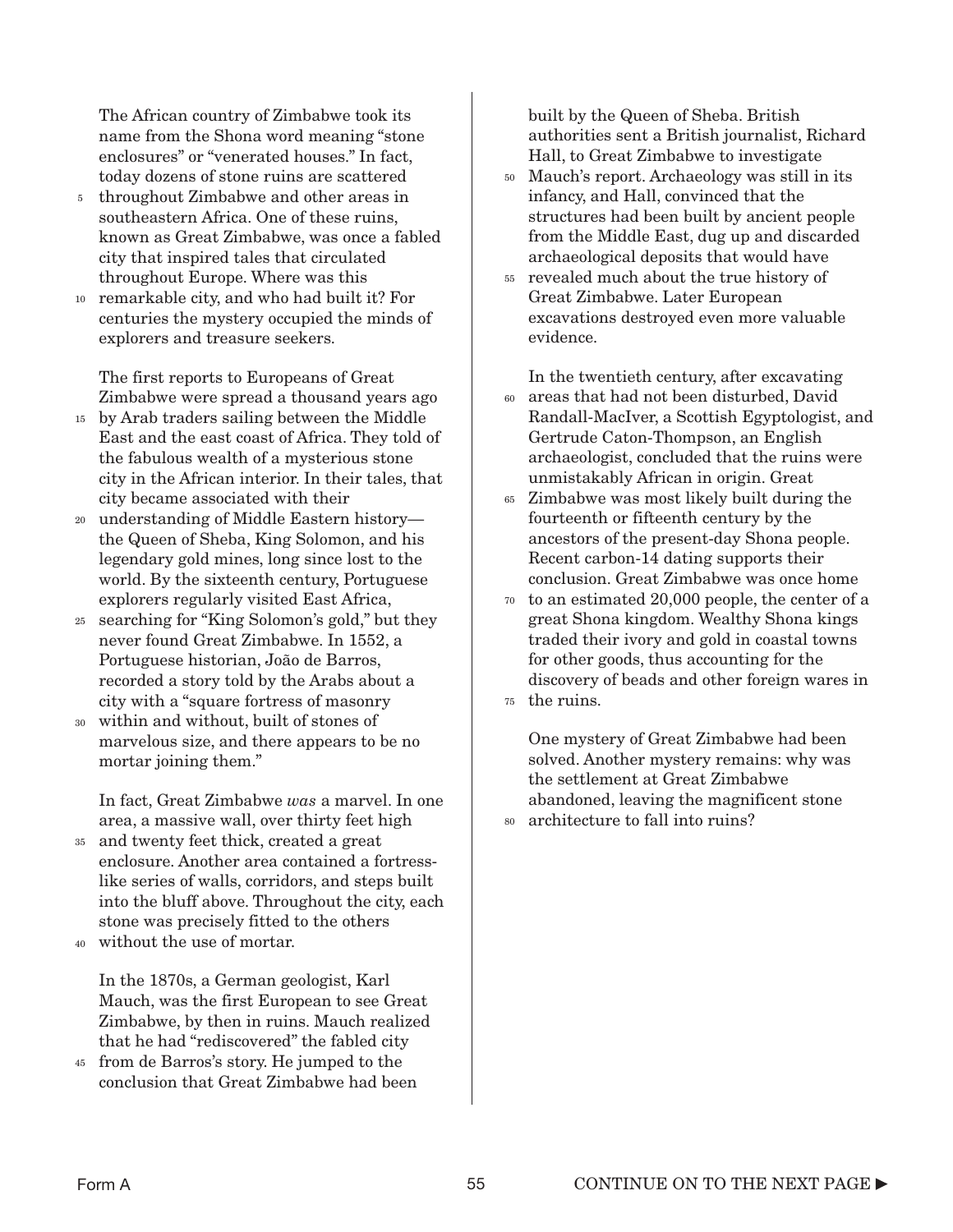The African country of Zimbabwe took its name from the Shona word meaning "stone enclosures" or "venerated houses." In fact, today dozens of stone ruins are scattered throughout Zimbabwe and other areas in southeastern Africa. One of these ruins, known as Great Zimbabwe, was once a fabled city that inspired tales that circulated throughout Europe. Where was this remarkable city, and who had built it? For centuries the mystery occupied the minds of explorers and treasure seekers.

The first reports to Europeans of Great Zimbabwe were spread a thousand years ago by Arab traders sailing between the Middle East and the east coast of Africa. They told of the fabulous wealth of a mysterious stone city in the African interior. In their tales, that city became associated with their understanding of Middle Eastern history—the Queen of Sheba, King Solomon, and his legendary gold mines, long since lost to the world. By the sixteenth century, Portuguese explorers regularly visited East Africa, searching for "King Solomon's gold," but they never found Great Zimbabwe. In 1552, a Portuguese historian, João de Barros, recorded a story told by the Arabs about a city with a "square fortress of masonry within and without, built of stones of marvelous size, and there appears to be no mortar joining them."

In fact, Great Zimbabwe *was* a marvel. In one area, a massive wall, over thirty feet high and twenty feet thick, created a great enclosure. Another area contained a fortress-like series of walls, corridors, and steps built into the bluff above. Throughout the city, each stone was precisely fitted to the others without the use of mortar.

In the 1870s, a German geologist, Karl Mauch, was the first European to see Great Zimbabwe, by then in ruins. Mauch realized that he had "rediscovered" the fabled city from de Barros's story. He jumped to the conclusion that Great Zimbabwe had been built by the Queen of Sheba. British authorities sent a British journalist, Richard Hall, to Great Zimbabwe to investigate Mauch's report. Archaeology was still in its infancy, and Hall, convinced that the structures had been built by ancient people from the Middle East, dug up and discarded archaeological deposits that would have revealed much about the true history of Great Zimbabwe. Later European excavations destroyed even more valuable evidence.

In the twentieth century, after excavating areas that had not been disturbed, David Randall-MacIver, a Scottish Egyptologist, and Gertrude Caton-Thompson, an English archaeologist, concluded that the ruins were unmistakably African in origin. Great Zimbabwe was most likely built during the fourteenth or fifteenth century by the ancestors of the present-day Shona people. Recent carbon-14 dating supports their conclusion. Great Zimbabwe was once home to an estimated 20,000 people, the center of a great Shona kingdom. Wealthy Shona kings traded their ivory and gold in coastal towns for other goods, thus accounting for the discovery of beads and other foreign wares in the ruins.

One mystery of Great Zimbabwe had been solved. Another mystery remains: why was the settlement at Great Zimbabwe abandoned, leaving the magnificent stone architecture to fall into ruins?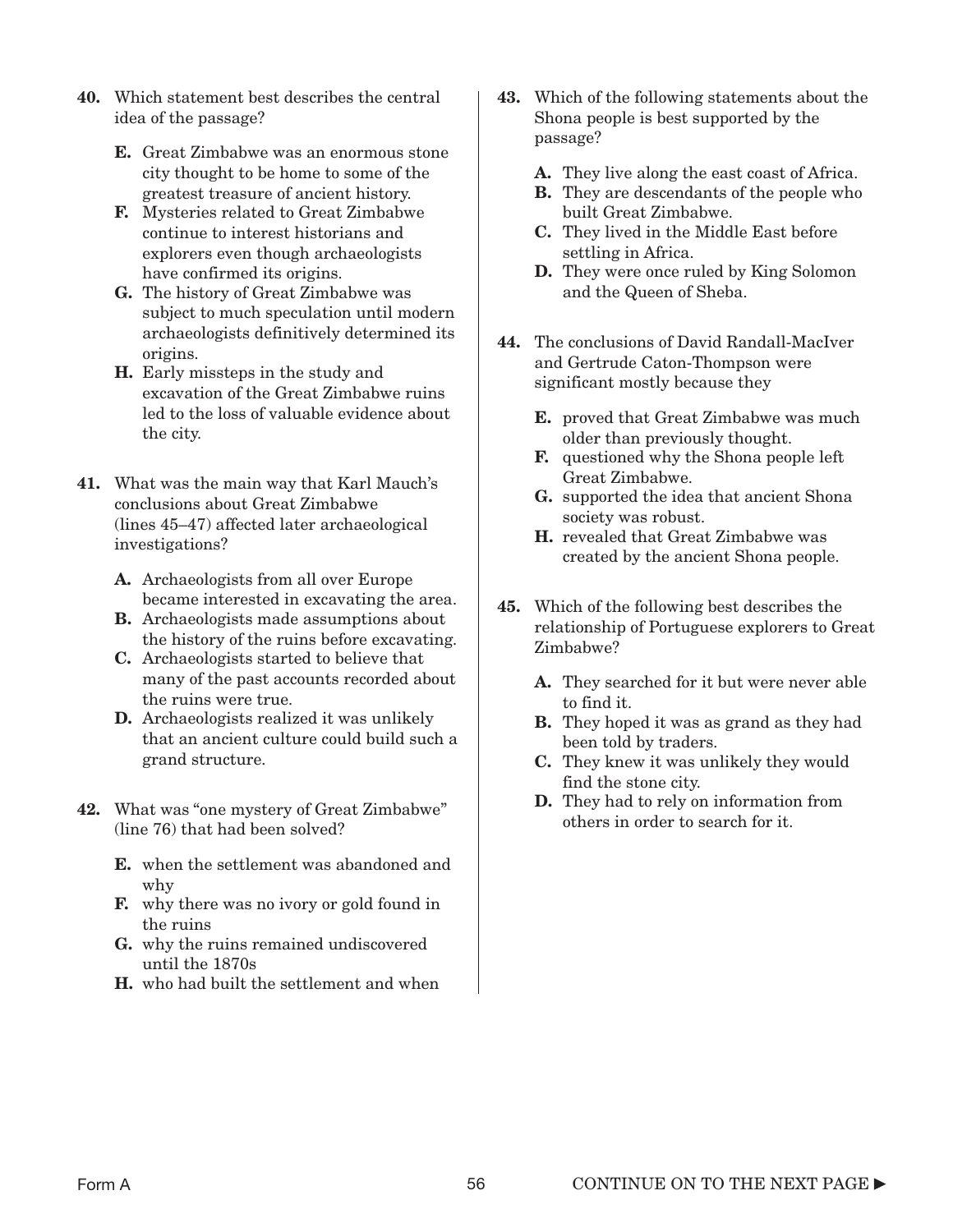**40.** Which statement best describes the central idea of the passage?

- **E.** Great Zimbabwe was an enormous stone city thought to be home to some of the greatest treasure of ancient history.
- **F.** Mysteries related to Great Zimbabwe continue to interest historians and explorers even though archaeologists have confirmed its origins.
- **G.** The history of Great Zimbabwe was subject to much speculation until modern archaeologists definitively determined its origins.
- **H.** Early missteps in the study and excavation of the Great Zimbabwe ruins led to the loss of valuable evidence about the city.

**41.** What was the main way that Karl Mauch's conclusions about Great Zimbabwe (lines 45–47) affected later archaeological investigations?

- **A.** Archaeologists from all over Europe became interested in excavating the area.
- **B.** Archaeologists made assumptions about the history of the ruins before excavating.
- **C.** Archaeologists started to believe that many of the past accounts recorded about the ruins were true.
- **D.** Archaeologists realized it was unlikely that an ancient culture could build such a grand structure.

**42.** What was "one mystery of Great Zimbabwe" (line 76) that had been solved?

- **E.** when the settlement was abandoned and why
- **F.** why there was no ivory or gold found in the ruins
- **G.** why the ruins remained undiscovered until the 1870s
- **H.** who had built the settlement and when

**43.** Which of the following statements about the Shona people is best supported by the passage?

- **A.** They live along the east coast of Africa.
- **B.** They are descendants of the people who built Great Zimbabwe.
- **C.** They lived in the Middle East before settling in Africa.
- **D.** They were once ruled by King Solomon and the Queen of Sheba.

**44.** The conclusions of David Randall-MacIver and Gertrude Caton-Thompson were significant mostly because they

- **E.** proved that Great Zimbabwe was much older than previously thought.
- **F.** questioned why the Shona people left Great Zimbabwe.
- **G.** supported the idea that ancient Shona society was robust.
- **H.** revealed that Great Zimbabwe was created by the ancient Shona people.

**45.** Which of the following best describes the relationship of Portuguese explorers to Great Zimbabwe?

- **A.** They searched for it but were never able to find it.
- **B.** They hoped it was as grand as they had been told by traders.
- **C.** They knew it was unlikely they would find the stone city.
- **D.** They had to rely on information from others in order to search for it.

CONTINUE ON TO THE NEXT PAGE ►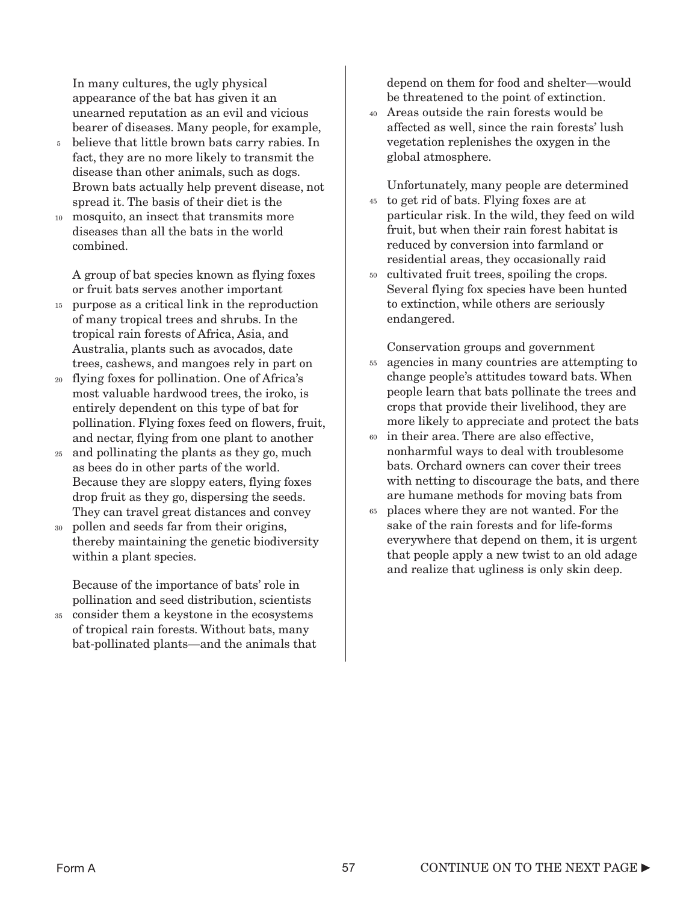In many cultures, the ugly physical appearance of the bat has given it an unearned reputation as an evil and vicious bearer of diseases. Many people, for example, believe that little brown bats carry rabies. In fact, they are no more likely to transmit the disease than other animals, such as dogs. Brown bats actually help prevent disease, not spread it. The basis of their diet is the mosquito, an insect that transmits more diseases than all the bats in the world combined.

A group of bat species known as flying foxes or fruit bats serves another important purpose as a critical link in the reproduction of many tropical trees and shrubs. In the tropical rain forests of Africa, Asia, and Australia, plants such as avocados, date trees, cashews, and mangoes rely in part on flying foxes for pollination. One of Africa's most valuable hardwood trees, the iroko, is entirely dependent on this type of bat for pollination. Flying foxes feed on flowers, fruit, and nectar, flying from one plant to another and pollinating the plants as they go, much as bees do in other parts of the world. Because they are sloppy eaters, flying foxes drop fruit as they go, dispersing the seeds. They can travel great distances and convey pollen and seeds far from their origins, thereby maintaining the genetic biodiversity within a plant species.

Because of the importance of bats' role in pollination and seed distribution, scientists consider them a keystone in the ecosystems of tropical rain forests. Without bats, many bat-pollinated plants—and the animals that depend on them for food and shelter—would be threatened to the point of extinction. Areas outside the rain forests would be affected as well, since the rain forests' lush vegetation replenishes the oxygen in the global atmosphere.

Unfortunately, many people are determined to get rid of bats. Flying foxes are at particular risk. In the wild, they feed on wild fruit, but when their rain forest habitat is reduced by conversion into farmland or residential areas, they occasionally raid cultivated fruit trees, spoiling the crops. Several flying fox species have been hunted to extinction, while others are seriously endangered.

Conservation groups and government agencies in many countries are attempting to change people's attitudes toward bats. When people learn that bats pollinate the trees and crops that provide their livelihood, they are more likely to appreciate and protect the bats in their area. There are also effective, nonharmful ways to deal with troublesome bats. Orchard owners can cover their trees with netting to discourage the bats, and there are humane methods for moving bats from places where they are not wanted. For the sake of the rain forests and for life-forms everywhere that depend on them, it is urgent that people apply a new twist to an old adage and realize that ugliness is only skin deep.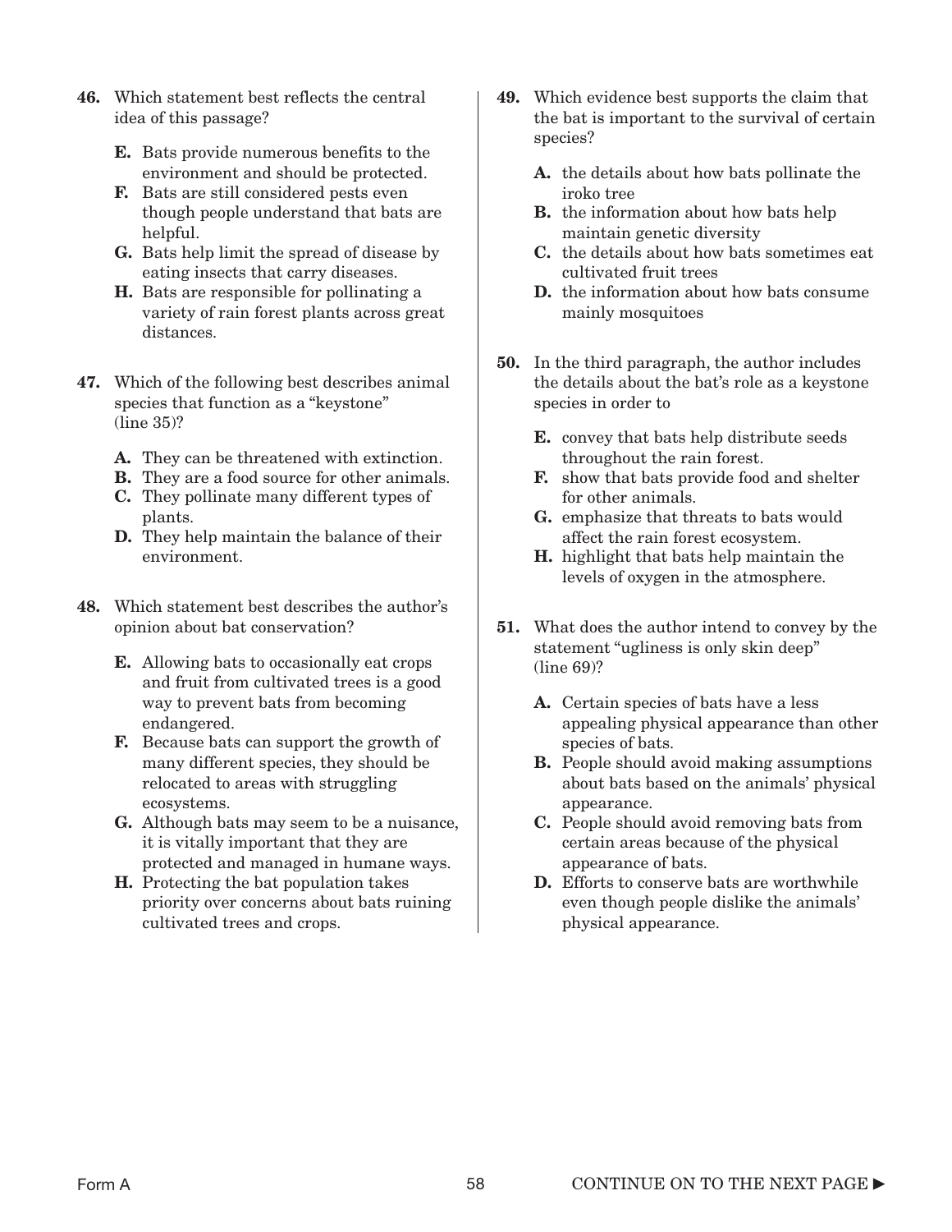**46.** Which statement best reflects the central idea of this passage?

- **E.** Bats provide numerous benefits to the environment and should be protected.
- **F.** Bats are still considered pests even though people understand that bats are helpful.
- **G.** Bats help limit the spread of disease by eating insects that carry diseases.
- **H.** Bats are responsible for pollinating a variety of rain forest plants across great distances.

**47.** Which of the following best describes animal species that function as a "keystone" (line 35)?

- **A.** They can be threatened with extinction.
- **B.** They are a food source for other animals.
- **C.** They pollinate many different types of plants.
- **D.** They help maintain the balance of their environment.

**48.** Which statement best describes the author's opinion about bat conservation?

- **E.** Allowing bats to occasionally eat crops and fruit from cultivated trees is a good way to prevent bats from becoming endangered.
- **F.** Because bats can support the growth of many different species, they should be relocated to areas with struggling ecosystems.
- **G.** Although bats may seem to be a nuisance, it is vitally important that they are protected and managed in humane ways.
- **H.** Protecting the bat population takes priority over concerns about bats ruining cultivated trees and crops.

**49.** Which evidence best supports the claim that the bat is important to the survival of certain species?

- **A.** the details about how bats pollinate the iroko tree
- **B.** the information about how bats help maintain genetic diversity
- **C.** the details about how bats sometimes eat cultivated fruit trees
- **D.** the information about how bats consume mainly mosquitoes

**50.** In the third paragraph, the author includes the details about the bat's role as a keystone species in order to

- **E.** convey that bats help distribute seeds throughout the rain forest.
- **F.** show that bats provide food and shelter for other animals.
- **G.** emphasize that threats to bats would affect the rain forest ecosystem.
- **H.** highlight that bats help maintain the levels of oxygen in the atmosphere.

**51.** What does the author intend to convey by the statement "ugliness is only skin deep" (line 69)?

- **A.** Certain species of bats have a less appealing physical appearance than other species of bats.
- **B.** People should avoid making assumptions about bats based on the animals' physical appearance.
- **C.** People should avoid removing bats from certain areas because of the physical appearance of bats.
- **D.** Efforts to conserve bats are worthwhile even though people dislike the animals' physical appearance.

CONTINUE ON TO THE NEXT PAGE ►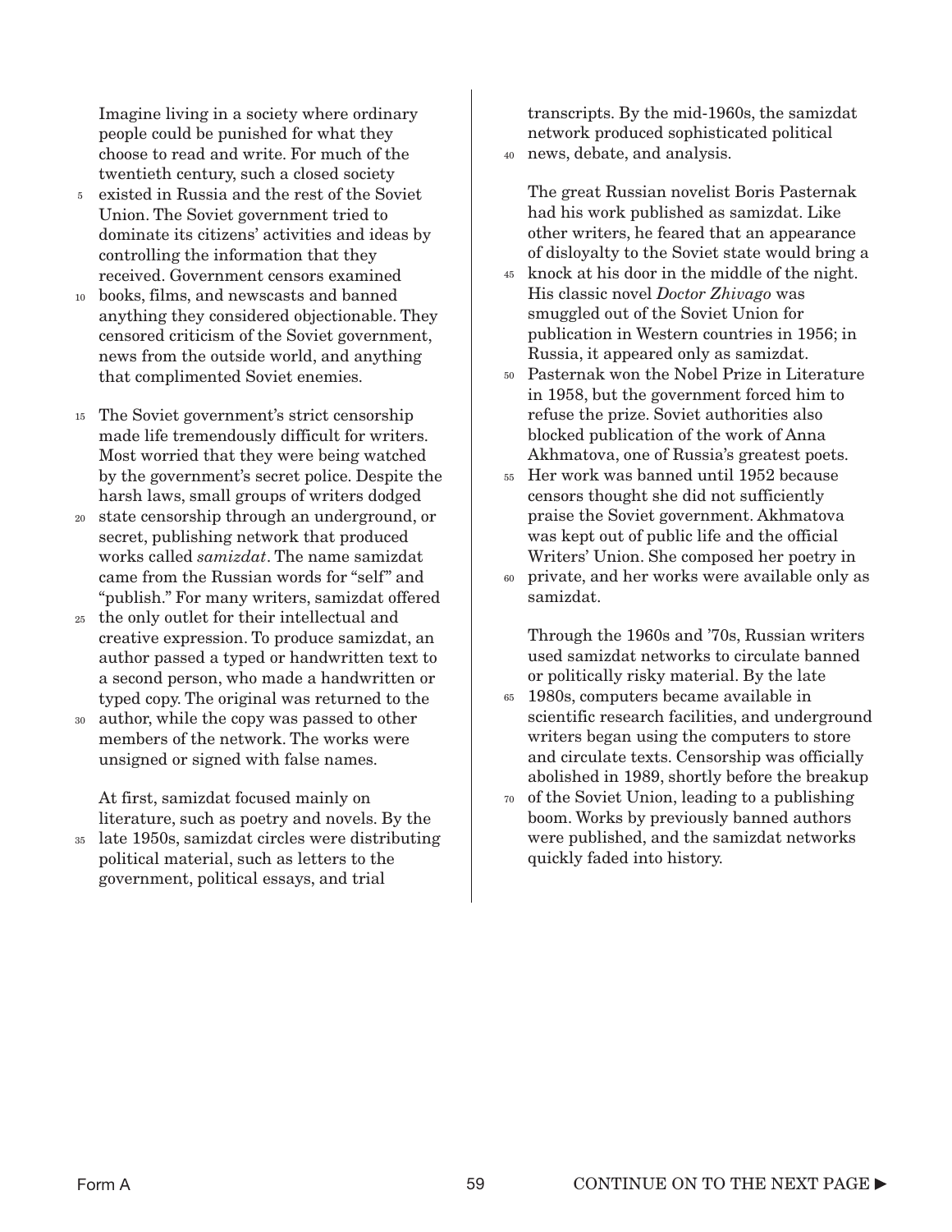Imagine living in a society where ordinary people could be punished for what they choose to read and write. For much of the twentieth century, such a closed society existed in Russia and the rest of the Soviet Union. The Soviet government tried to dominate its citizens' activities and ideas by controlling the information that they received. Government censors examined books, films, and newscasts and banned anything they considered objectionable. They censored criticism of the Soviet government, news from the outside world, and anything that complimented Soviet enemies.

The Soviet government's strict censorship made life tremendously difficult for writers. Most worried that they were being watched by the government's secret police. Despite the harsh laws, small groups of writers dodged state censorship through an underground, or secret, publishing network that produced works called *samizdat*. The name samizdat came from the Russian words for "self" and "publish." For many writers, samizdat offered the only outlet for their intellectual and creative expression. To produce samizdat, an author passed a typed or handwritten text to a second person, who made a handwritten or typed copy. The original was returned to the author, while the copy was passed to other members of the network. The works were unsigned or signed with false names.

At first, samizdat focused mainly on literature, such as poetry and novels. By the late 1950s, samizdat circles were distributing political material, such as letters to the government, political essays, and trial transcripts. By the mid-1960s, the samizdat network produced sophisticated political news, debate, and analysis.

The great Russian novelist Boris Pasternak had his work published as samizdat. Like other writers, he feared that an appearance of disloyalty to the Soviet state would bring a knock at his door in the middle of the night. His classic novel *Doctor Zhivago* was smuggled out of the Soviet Union for publication in Western countries in 1956; in Russia, it appeared only as samizdat. Pasternak won the Nobel Prize in Literature in 1958, but the government forced him to refuse the prize. Soviet authorities also blocked publication of the work of Anna Akhmatova, one of Russia's greatest poets. Her work was banned until 1952 because censors thought she did not sufficiently praise the Soviet government. Akhmatova was kept out of public life and the official Writers' Union. She composed her poetry in private, and her works were available only as samizdat.

Through the 1960s and '70s, Russian writers used samizdat networks to circulate banned or politically risky material. By the late 1980s, computers became available in scientific research facilities, and underground writers began using the computers to store and circulate texts. Censorship was officially abolished in 1989, shortly before the breakup of the Soviet Union, leading to a publishing boom. Works by previously banned authors were published, and the samizdat networks quickly faded into history.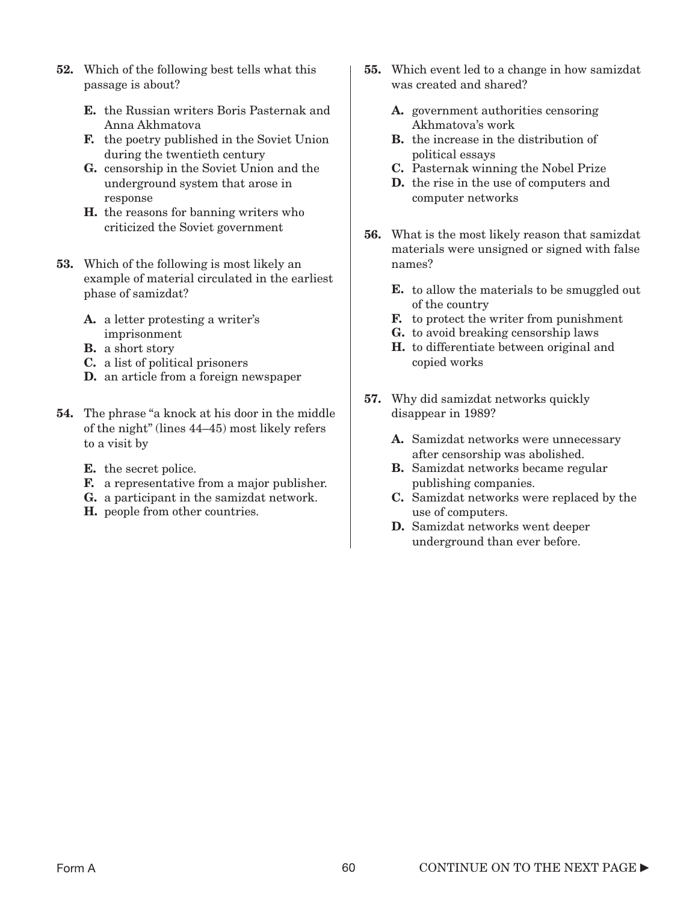**52.** Which of the following best tells what this passage is about?

- **E.** the Russian writers Boris Pasternak and Anna Akhmatova
- **F.** the poetry published in the Soviet Union during the twentieth century
- **G.** censorship in the Soviet Union and the underground system that arose in response
- **H.** the reasons for banning writers who criticized the Soviet government

**53.** Which of the following is most likely an example of material circulated in the earliest phase of samizdat?

- **A.** a letter protesting a writer's imprisonment
- **B.** a short story
- **C.** a list of political prisoners
- **D.** an article from a foreign newspaper

**54.** The phrase "a knock at his door in the middle of the night" (lines 44–45) most likely refers to a visit by

- **E.** the secret police.
- **F.** a representative from a major publisher.
- **G.** a participant in the samizdat network.
- **H.** people from other countries.

**55.** Which event led to a change in how samizdat was created and shared?

- **A.** government authorities censoring Akhmatova's work
- **B.** the increase in the distribution of political essays
- **C.** Pasternak winning the Nobel Prize
- **D.** the rise in the use of computers and computer networks

**56.** What is the most likely reason that samizdat materials were unsigned or signed with false names?

- **E.** to allow the materials to be smuggled out of the country
- **F.** to protect the writer from punishment
- **G.** to avoid breaking censorship laws
- **H.** to differentiate between original and copied works

**57.** Why did samizdat networks quickly disappear in 1989?

- **A.** Samizdat networks were unnecessary after censorship was abolished.
- **B.** Samizdat networks became regular publishing companies.
- **C.** Samizdat networks were replaced by the use of computers.
- **D.** Samizdat networks went deeper underground than ever before.

CONTINUE ON TO THE NEXT PAGE ►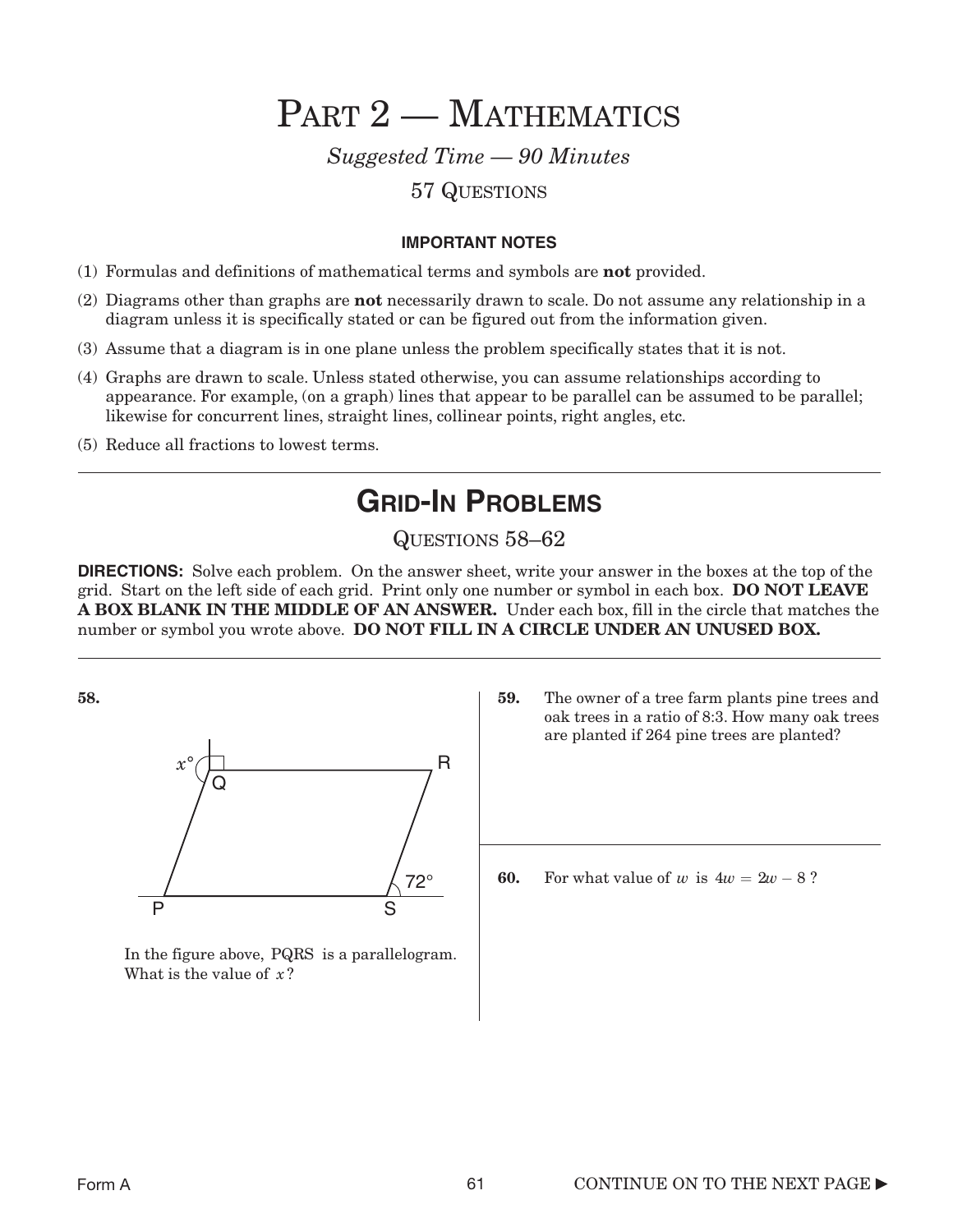# Part 2 — Mathematics

*Suggested Time — 90 Minutes*

57 Questions

**IMPORTANT NOTES**

(1) Formulas and definitions of mathematical terms and symbols are **not** provided.

(2) Diagrams other than graphs are **not** necessarily drawn to scale. Do not assume any relationship in a diagram unless it is specifically stated or can be figured out from the information given.

(3) Assume that a diagram is in one plane unless the problem specifically states that it is not.

(4) Graphs are drawn to scale. Unless stated otherwise, you can assume relationships according to appearance. For example, (on a graph) lines that appear to be parallel can be assumed to be parallel; likewise for concurrent lines, straight lines, collinear points, right angles, etc.

(5) Reduce all fractions to lowest terms.

## Grid-In Problems

Questions 58–62

**DIRECTIONS:** Solve each problem. On the answer sheet, write your answer in the boxes at the top of the grid. Start on the left side of each grid. Print only one number or symbol in each box. **DO NOT LEAVE A BOX BLANK IN THE MIDDLE OF AN ANSWER.** Under each box, fill in the circle that matches the number or symbol you wrote above. **DO NOT FILL IN A CIRCLE UNDER AN UNUSED BOX.**

**58.**

$x°$ Q R 72° P S

In the figure above, PQRS is a parallelogram. What is the value of $x$?

**59.** The owner of a tree farm plants pine trees and oak trees in a ratio of 8:3. How many oak trees are planted if 264 pine trees are planted?

**60.** For what value of $w$ is $4w = 2w - 8$?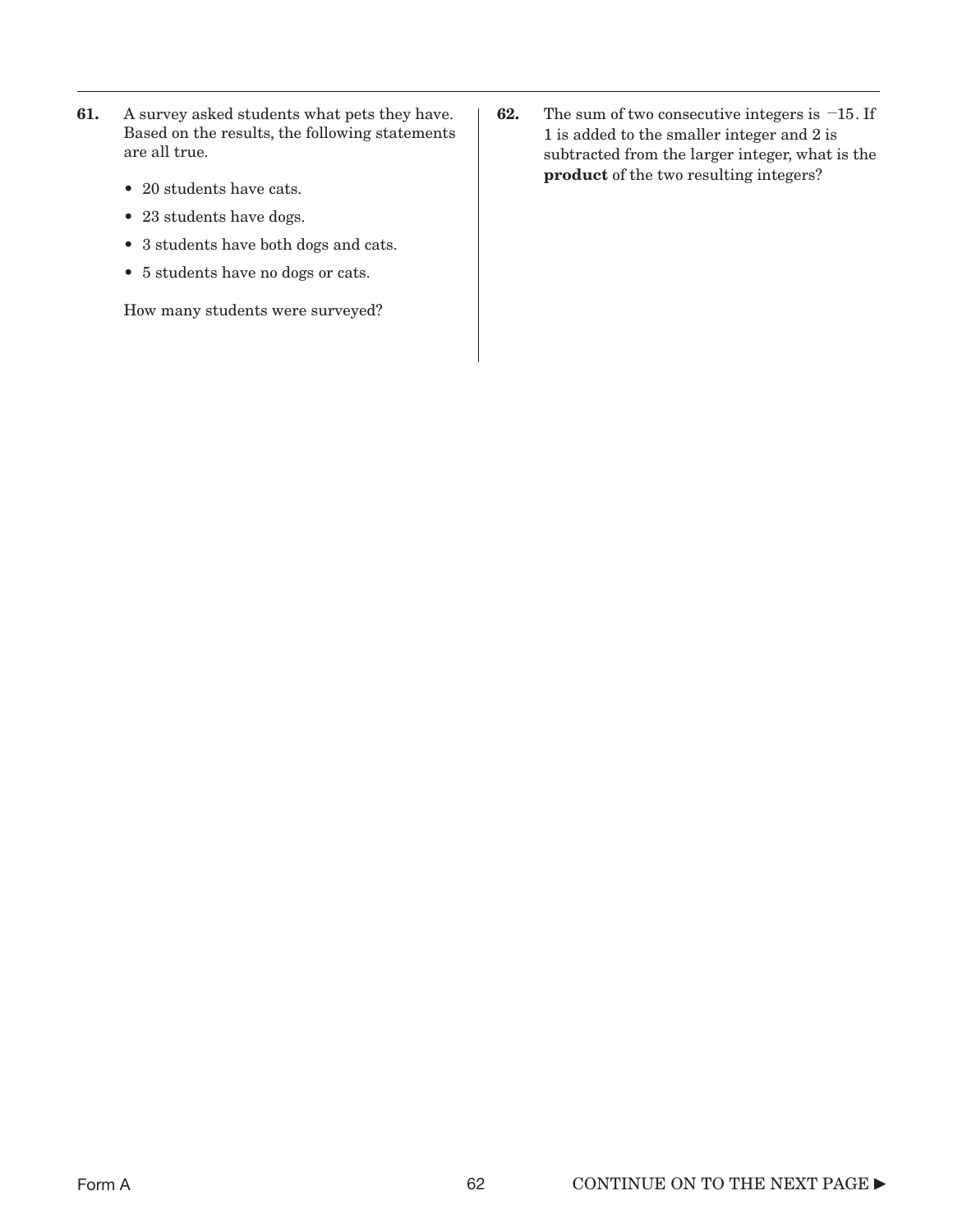**61.** A survey asked students what pets they have. Based on the results, the following statements are all true.

- 20 students have cats.
- 23 students have dogs.
- 3 students have both dogs and cats.
- 5 students have no dogs or cats.

How many students were surveyed?

**62.** The sum of two consecutive integers is $-15$. If 1 is added to the smaller integer and 2 is subtracted from the larger integer, what is the **product** of the two resulting integers?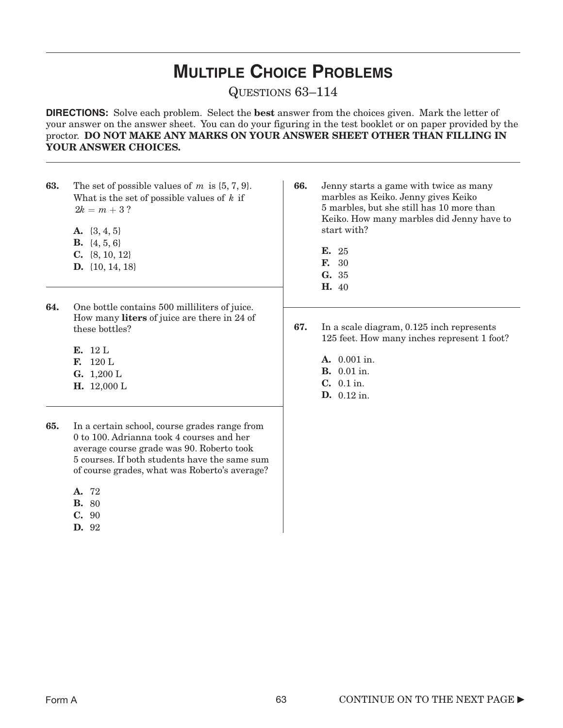# Multiple Choice Problems

Questions 63–114

**DIRECTIONS:** Solve each problem. Select the **best** answer from the choices given. Mark the letter of your answer on the answer sheet. You can do your figuring in the test booklet or on paper provided by the proctor. **DO NOT MAKE ANY MARKS ON YOUR ANSWER SHEET OTHER THAN FILLING IN YOUR ANSWER CHOICES.**

---

**63.** The set of possible values of $m$ is {5, 7, 9}. What is the set of possible values of $k$ if $2k = m + 3$?

**A.** {3, 4, 5}
**B.** {4, 5, 6}
**C.** {8, 10, 12}
**D.** {10, 14, 18}

---

**64.** One bottle contains 500 milliliters of juice. How many **liters** of juice are there in 24 of these bottles?

**E.** 12 L
**F.** 120 L
**G.** 1,200 L
**H.** 12,000 L

---

**65.** In a certain school, course grades range from 0 to 100. Adrianna took 4 courses and her average course grade was 90. Roberto took 5 courses. If both students have the same sum of course grades, what was Roberto's average?

**A.** 72
**B.** 80
**C.** 90
**D.** 92

---

**66.** Jenny starts a game with twice as many marbles as Keiko. Jenny gives Keiko 5 marbles, but she still has 10 more than Keiko. How many marbles did Jenny have to start with?

**E.** 25
**F.** 30
**G.** 35
**H.** 40

---

**67.** In a scale diagram, 0.125 inch represents 125 feet. How many inches represent 1 foot?

**A.** 0.001 in.
**B.** 0.01 in.
**C.** 0.1 in.
**D.** 0.12 in.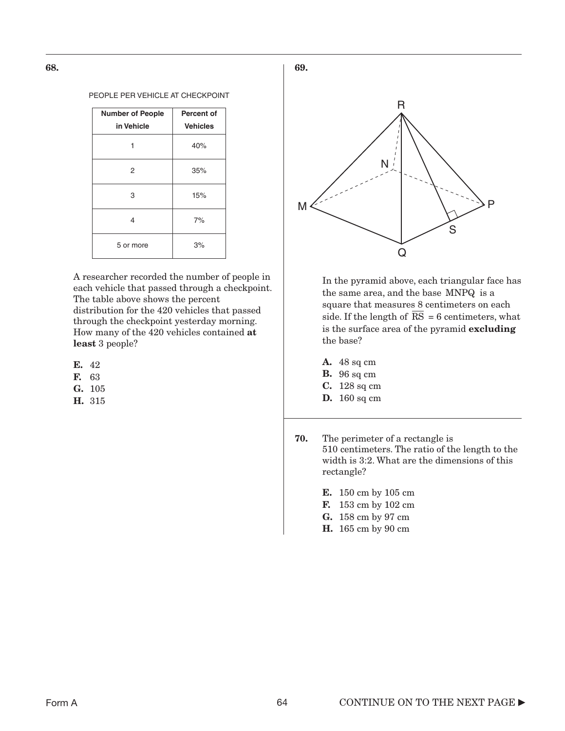**68.**

PEOPLE PER VEHICLE AT CHECKPOINT

| Number of People in Vehicle | Percent of Vehicles |
|---|---|
| 1 | 40% |
| 2 | 35% |
| 3 | 15% |
| 4 | 7% |
| 5 or more | 3% |

A researcher recorded the number of people in each vehicle that passed through a checkpoint. The table above shows the percent distribution for the 420 vehicles that passed through the checkpoint yesterday morning. How many of the 420 vehicles contained **at least** 3 people?

**E.** 42
**F.** 63
**G.** 105
**H.** 315

**69.**

In the pyramid above, each triangular face has the same area, and the base MNPQ is a square that measures 8 centimeters on each side. If the length of $\overline{RS} = 6$ centimeters, what is the surface area of the pyramid **excluding** the base?

**A.** 48 sq cm
**B.** 96 sq cm
**C.** 128 sq cm
**D.** 160 sq cm

**70.** The perimeter of a rectangle is 510 centimeters. The ratio of the length to the width is 3:2. What are the dimensions of this rectangle?

**E.** 150 cm by 105 cm
**F.** 153 cm by 102 cm
**G.** 158 cm by 97 cm
**H.** 165 cm by 90 cm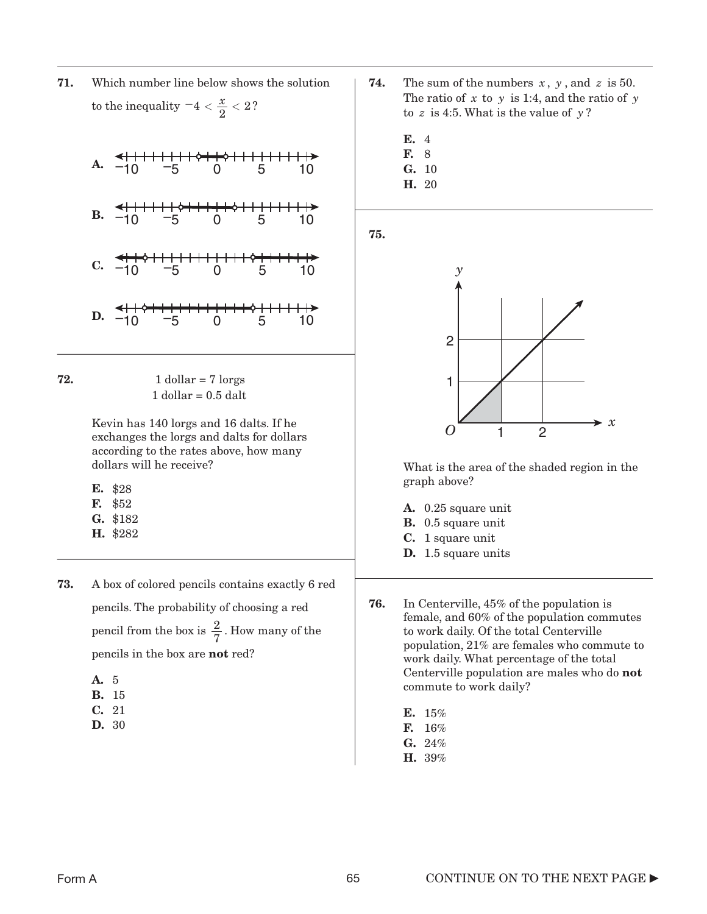**71.** Which number line below shows the solution to the inequality $-4 < \frac{x}{2} < 2$?

**A.** (number line from −10 to 10)

**B.** (number line from −10 to 10)

**C.** (number line from −10 to 10)

**D.** (number line from −10 to 10)

---

**72.**

1 dollar = 7 lorgs
1 dollar = 0.5 dalt

Kevin has 140 lorgs and 16 dalts. If he exchanges the lorgs and dalts for dollars according to the rates above, how many dollars will he receive?

**E.** \$28
**F.** \$52
**G.** \$182
**H.** \$282

---

**73.** A box of colored pencils contains exactly 6 red pencils. The probability of choosing a red pencil from the box is $\frac{2}{7}$. How many of the pencils in the box are **not** red?

**A.** 5
**B.** 15
**C.** 21
**D.** 30

---

**74.** The sum of the numbers $x$, $y$, and $z$ is 50. The ratio of $x$ to $y$ is 1:4, and the ratio of $y$ to $z$ is 4:5. What is the value of $y$?

**E.** 4
**F.** 8
**G.** 10
**H.** 20

---

**75.**

(graph: x and y axes with origin O, gridlines at 1 and 2, a line through the origin; the region under the line from x = 0 to x = 1 is shaded)

What is the area of the shaded region in the graph above?

**A.** 0.25 square unit
**B.** 0.5 square unit
**C.** 1 square unit
**D.** 1.5 square units

---

**76.** In Centerville, 45% of the population is female, and 60% of the population commutes to work daily. Of the total Centerville population, 21% are females who commute to work daily. What percentage of the total Centerville population are males who do **not** commute to work daily?

**E.** 15%
**F.** 16%
**G.** 24%
**H.** 39%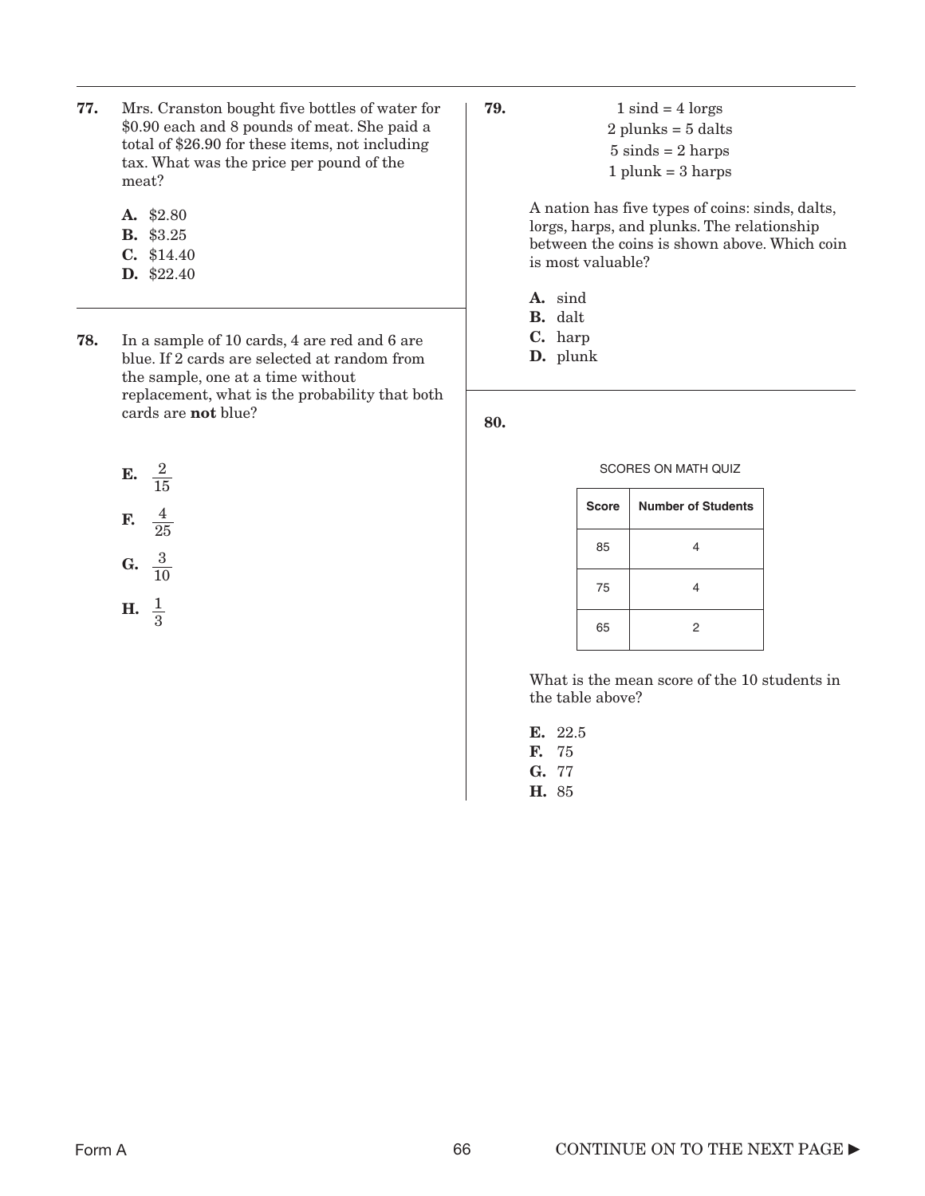**77.** Mrs. Cranston bought five bottles of water for \$0.90 each and 8 pounds of meat. She paid a total of \$26.90 for these items, not including tax. What was the price per pound of the meat?

- **A.** \$2.80
- **B.** \$3.25
- **C.** \$14.40
- **D.** \$22.40

**78.** In a sample of 10 cards, 4 are red and 6 are blue. If 2 cards are selected at random from the sample, one at a time without replacement, what is the probability that both cards are **not** blue?

- **E.** $\frac{2}{15}$
- **F.** $\frac{4}{25}$
- **G.** $\frac{3}{10}$
- **H.** $\frac{1}{3}$

**79.**

1 sind = 4 lorgs
2 plunks = 5 dalts
5 sinds = 2 harps
1 plunk = 3 harps

A nation has five types of coins: sinds, dalts, lorgs, harps, and plunks. The relationship between the coins is shown above. Which coin is most valuable?

- **A.** sind
- **B.** dalt
- **C.** harp
- **D.** plunk

**80.**

SCORES ON MATH QUIZ

| Score | Number of Students |
|---|---|
| 85 | 4 |
| 75 | 4 |
| 65 | 2 |

What is the mean score of the 10 students in the table above?

- **E.** 22.5
- **F.** 75
- **G.** 77
- **H.** 85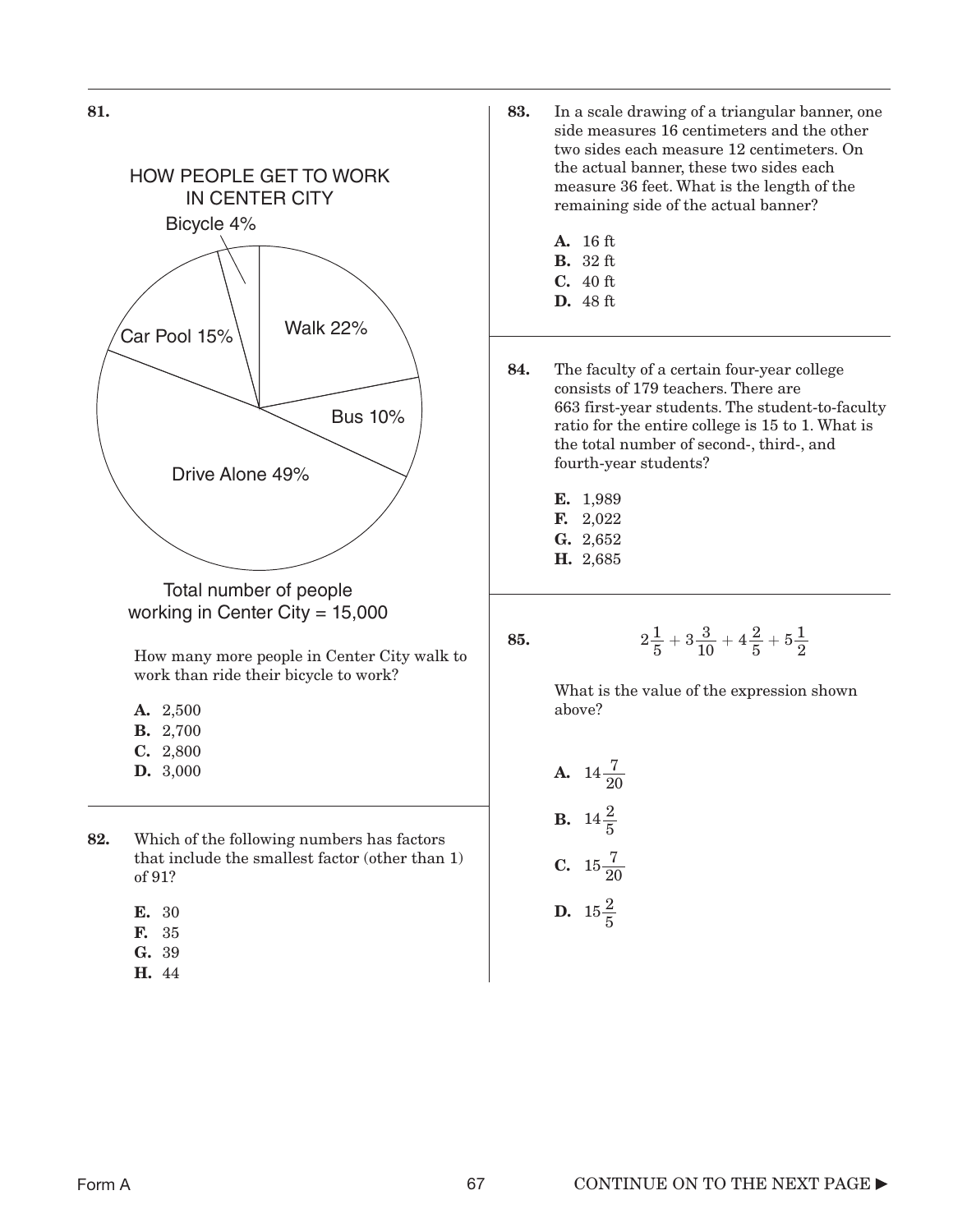**81.**

HOW PEOPLE GET TO WORK IN CENTER CITY

Bicycle 4%

Car Pool 15%

Walk 22%

Bus 10%

Drive Alone 49%

Total number of people working in Center City = 15,000

How many more people in Center City walk to work than ride their bicycle to work?

**A.** 2,500
**B.** 2,700
**C.** 2,800
**D.** 3,000

---

**82.** Which of the following numbers has factors that include the smallest factor (other than 1) of 91?

**E.** 30
**F.** 35
**G.** 39
**H.** 44

---

**83.** In a scale drawing of a triangular banner, one side measures 16 centimeters and the other two sides each measure 12 centimeters. On the actual banner, these two sides each measure 36 feet. What is the length of the remaining side of the actual banner?

**A.** 16 ft
**B.** 32 ft
**C.** 40 ft
**D.** 48 ft

---

**84.** The faculty of a certain four-year college consists of 179 teachers. There are 663 first-year students. The student-to-faculty ratio for the entire college is 15 to 1. What is the total number of second-, third-, and fourth-year students?

**E.** 1,989
**F.** 2,022
**G.** 2,652
**H.** 2,685

---

**85.**

$$2\frac{1}{5} + 3\frac{3}{10} + 4\frac{2}{5} + 5\frac{1}{2}$$

What is the value of the expression shown above?

**A.** $14\frac{7}{20}$

**B.** $14\frac{2}{5}$

**C.** $15\frac{7}{20}$

**D.** $15\frac{2}{5}$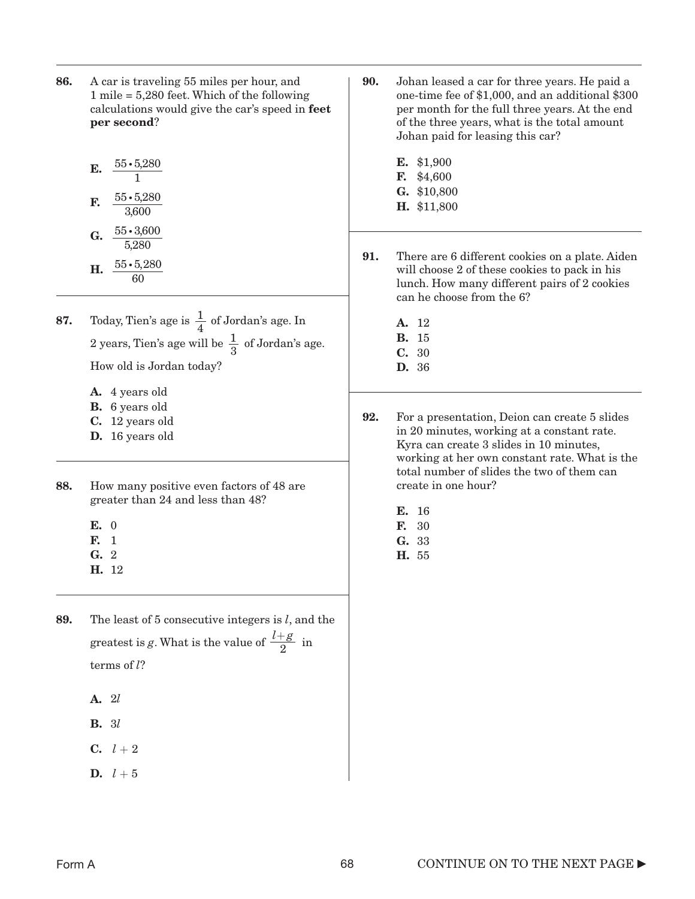**86.** A car is traveling 55 miles per hour, and 1 mile = 5,280 feet. Which of the following calculations would give the car's speed in **feet per second**?

- **E.** $\dfrac{55 \cdot 5{,}280}{1}$
- **F.** $\dfrac{55 \cdot 5{,}280}{3{,}600}$
- **G.** $\dfrac{55 \cdot 3{,}600}{5{,}280}$
- **H.** $\dfrac{55 \cdot 5{,}280}{60}$

**87.** Today, Tien's age is $\frac{1}{4}$ of Jordan's age. In 2 years, Tien's age will be $\frac{1}{3}$ of Jordan's age. How old is Jordan today?

- **A.** 4 years old
- **B.** 6 years old
- **C.** 12 years old
- **D.** 16 years old

**88.** How many positive even factors of 48 are greater than 24 and less than 48?

- **E.** 0
- **F.** 1
- **G.** 2
- **H.** 12

**89.** The least of 5 consecutive integers is $l$, and the greatest is $g$. What is the value of $\frac{l+g}{2}$ in terms of $l$?

- **A.** $2l$
- **B.** $3l$
- **C.** $l+2$
- **D.** $l+5$

**90.** Johan leased a car for three years. He paid a one-time fee of $1,000, and an additional $300 per month for the full three years. At the end of the three years, what is the total amount Johan paid for leasing this car?

- **E.** $1,900
- **F.** $4,600
- **G.** $10,800
- **H.** $11,800

**91.** There are 6 different cookies on a plate. Aiden will choose 2 of these cookies to pack in his lunch. How many different pairs of 2 cookies can he choose from the 6?

- **A.** 12
- **B.** 15
- **C.** 30
- **D.** 36

**92.** For a presentation, Deion can create 5 slides in 20 minutes, working at a constant rate. Kyra can create 3 slides in 10 minutes, working at her own constant rate. What is the total number of slides the two of them can create in one hour?

- **E.** 16
- **F.** 30
- **G.** 33
- **H.** 55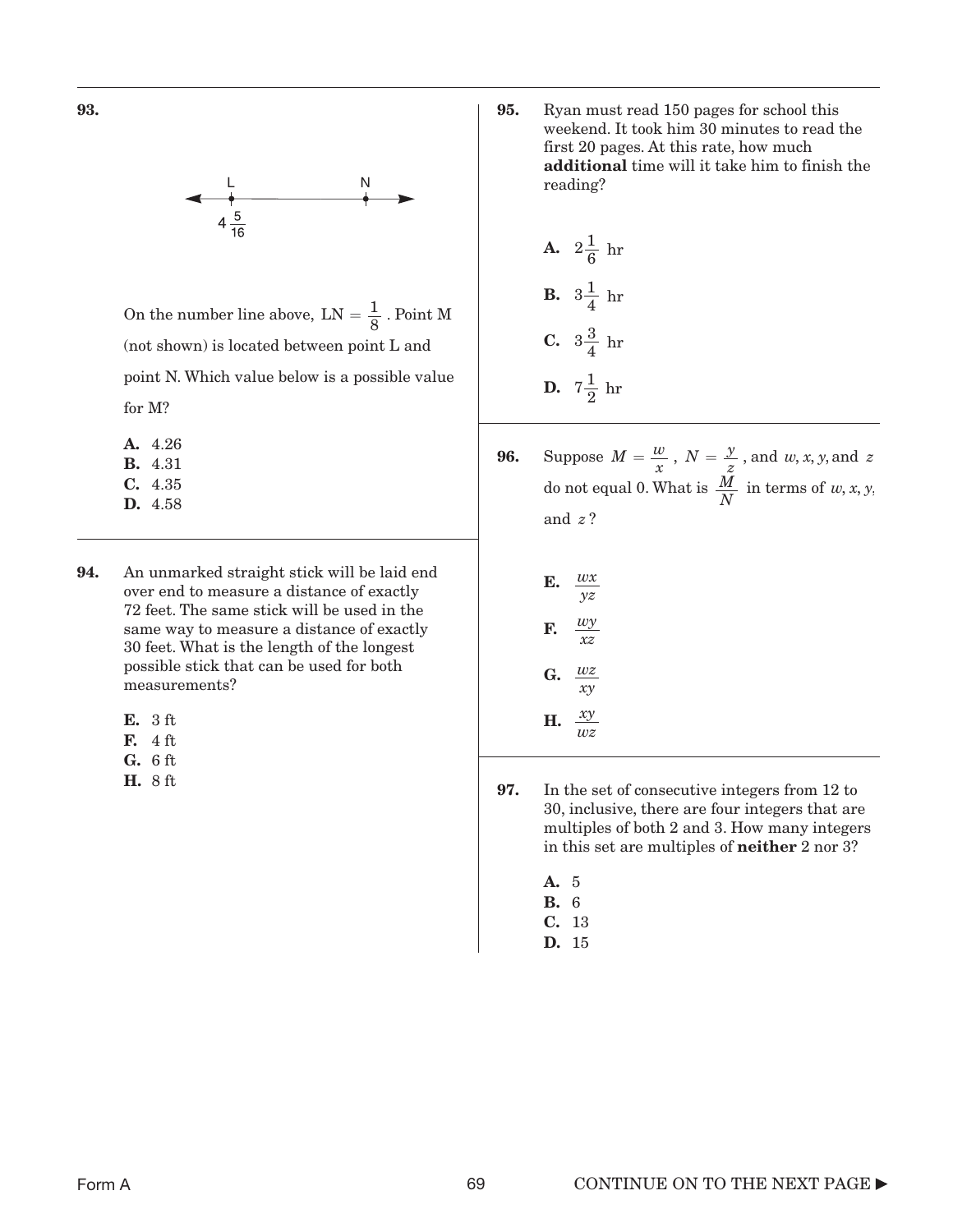**93.**

L N

$4\frac{5}{16}$

On the number line above, $LN = \frac{1}{8}$. Point M (not shown) is located between point L and point N. Which value below is a possible value for M?

**A.** 4.26
**B.** 4.31
**C.** 4.35
**D.** 4.58

**94.** An unmarked straight stick will be laid end over end to measure a distance of exactly 72 feet. The same stick will be used in the same way to measure a distance of exactly 30 feet. What is the length of the longest possible stick that can be used for both measurements?

**E.** 3 ft
**F.** 4 ft
**G.** 6 ft
**H.** 8 ft

**95.** Ryan must read 150 pages for school this weekend. It took him 30 minutes to read the first 20 pages. At this rate, how much **additional** time will it take him to finish the reading?

**A.** $2\frac{1}{6}$ hr

**B.** $3\frac{1}{4}$ hr

**C.** $3\frac{3}{4}$ hr

**D.** $7\frac{1}{2}$ hr

**96.** Suppose $M = \frac{w}{x}$, $N = \frac{y}{z}$, and $w, x, y,$ and $z$ do not equal 0. What is $\frac{M}{N}$ in terms of $w, x, y,$ and $z$?

**E.** $\frac{wx}{yz}$

**F.** $\frac{wy}{xz}$

**G.** $\frac{wz}{xy}$

**H.** $\frac{xy}{wz}$

**97.** In the set of consecutive integers from 12 to 30, inclusive, there are four integers that are multiples of both 2 and 3. How many integers in this set are multiples of **neither** 2 nor 3?

**A.** 5
**B.** 6
**C.** 13
**D.** 15

CONTINUE ON TO THE NEXT PAGE ►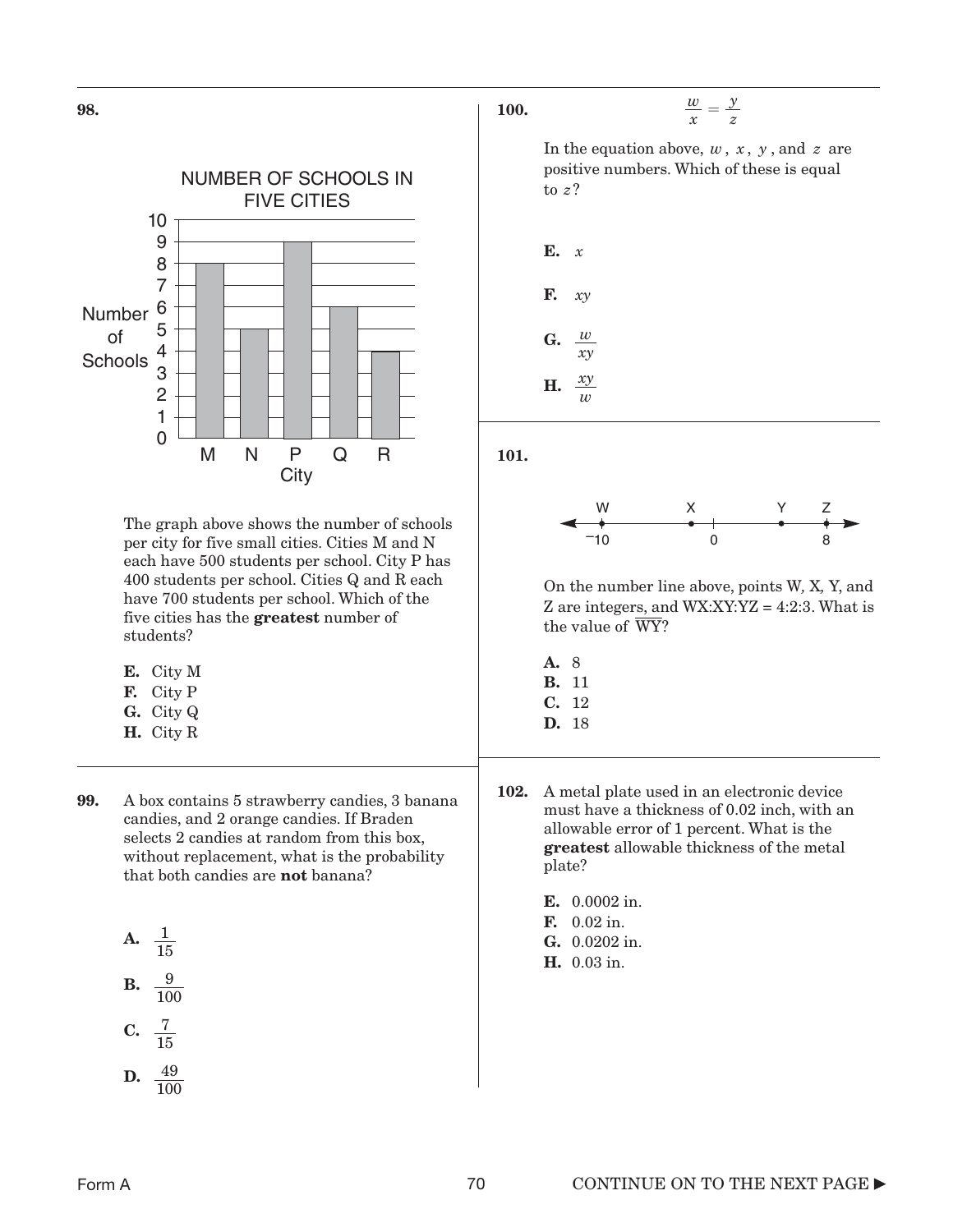**98.**

NUMBER OF SCHOOLS IN FIVE CITIES

| City | Number of Schools |
|---|---|
| M | 8 |
| N | 5 |
| P | 9 |
| Q | 6 |
| R | 4 |

The graph above shows the number of schools per city for five small cities. Cities M and N each have 500 students per school. City P has 400 students per school. Cities Q and R each have 700 students per school. Which of the five cities has the **greatest** number of students?

**E.** City M
**F.** City P
**G.** City Q
**H.** City R

**99.** A box contains 5 strawberry candies, 3 banana candies, and 2 orange candies. If Braden selects 2 candies at random from this box, without replacement, what is the probability that both candies are **not** banana?

**A.** $\frac{1}{15}$
**B.** $\frac{9}{100}$
**C.** $\frac{7}{15}$
**D.** $\frac{49}{100}$

**100.**

$$\frac{w}{x} = \frac{y}{z}$$

In the equation above, $w$, $x$, $y$, and $z$ are positive numbers. Which of these is equal to $z$?

**E.** $x$
**F.** $xy$
**G.** $\frac{w}{xy}$
**H.** $\frac{xy}{w}$

**101.**

(Number line with points W, X, Y, Z; W at $^{-}10$, tick mark at 0, Z at 8)

On the number line above, points W, X, Y, and Z are integers, and WX:XY:YZ = 4:2:3. What is the value of $\overline{WY}$?

**A.** 8
**B.** 11
**C.** 12
**D.** 18

**102.** A metal plate used in an electronic device must have a thickness of 0.02 inch, with an allowable error of 1 percent. What is the **greatest** allowable thickness of the metal plate?

**E.** 0.0002 in.
**F.** 0.02 in.
**G.** 0.0202 in.
**H.** 0.03 in.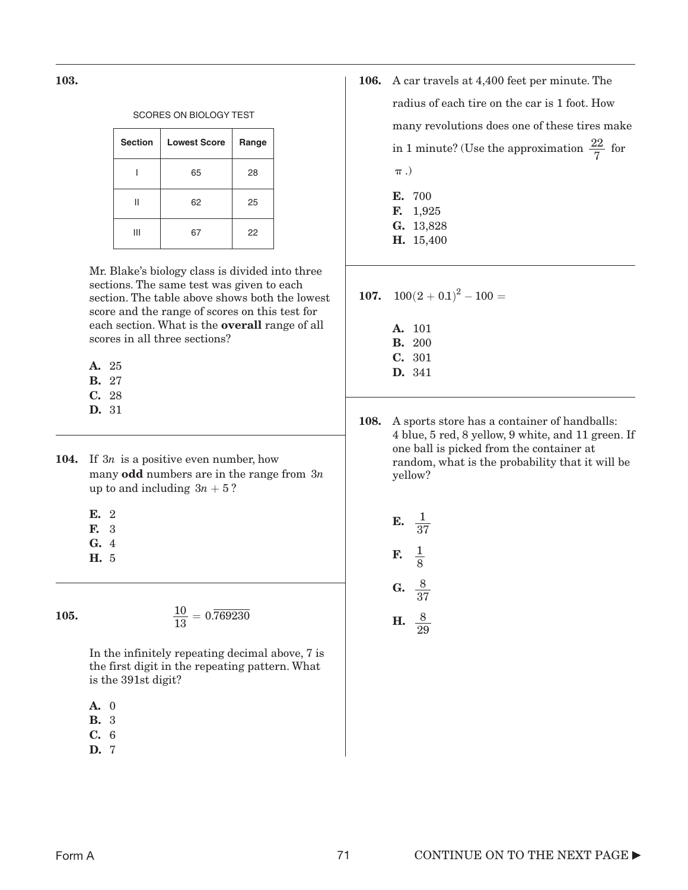**103.**

SCORES ON BIOLOGY TEST

| Section | Lowest Score | Range |
|---|---|---|
| I | 65 | 28 |
| II | 62 | 25 |
| III | 67 | 22 |

Mr. Blake's biology class is divided into three sections. The same test was given to each section. The table above shows both the lowest score and the range of scores on this test for each section. What is the **overall** range of all scores in all three sections?

**A.** 25
**B.** 27
**C.** 28
**D.** 31

---

**104.** If $3n$ is a positive even number, how many **odd** numbers are in the range from $3n$ up to and including $3n + 5$?

**E.** 2
**F.** 3
**G.** 4
**H.** 5

---

**105.**

$$\frac{10}{13} = 0.\overline{769230}$$

In the infinitely repeating decimal above, 7 is the first digit in the repeating pattern. What is the 391st digit?

**A.** 0
**B.** 3
**C.** 6
**D.** 7

---

**106.** A car travels at 4,400 feet per minute. The radius of each tire on the car is 1 foot. How many revolutions does one of these tires make in 1 minute? (Use the approximation $\frac{22}{7}$ for $\pi$.)

**E.** 700
**F.** 1,925
**G.** 13,828
**H.** 15,400

---

**107.** $100(2 + 0.1)^2 - 100 =$

**A.** 101
**B.** 200
**C.** 301
**D.** 341

---

**108.** A sports store has a container of handballs: 4 blue, 5 red, 8 yellow, 9 white, and 11 green. If one ball is picked from the container at random, what is the probability that it will be yellow?

**E.** $\frac{1}{37}$

**F.** $\frac{1}{8}$

**G.** $\frac{8}{37}$

**H.** $\frac{8}{29}$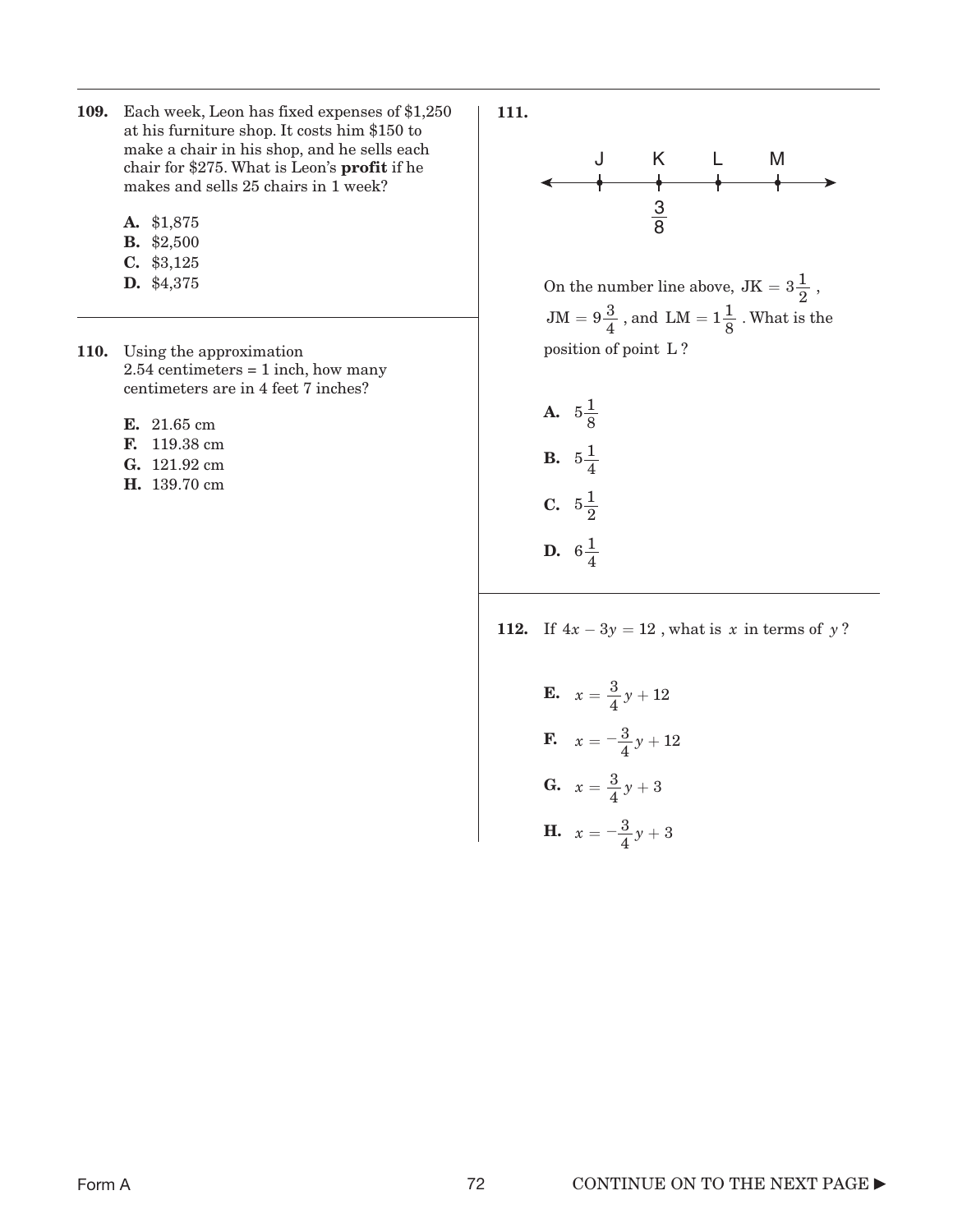**109.** Each week, Leon has fixed expenses of $1,250 at his furniture shop. It costs him $150 to make a chair in his shop, and he sells each chair for $275. What is Leon's **profit** if he makes and sells 25 chairs in 1 week?

- **A.** $1,875
- **B.** $2,500
- **C.** $3,125
- **D.** $4,375

---

**110.** Using the approximation 2.54 centimeters = 1 inch, how many centimeters are in 4 feet 7 inches?

- **E.** 21.65 cm
- **F.** 119.38 cm
- **G.** 121.92 cm
- **H.** 139.70 cm

---

**111.**

J K L M

$\frac{3}{8}$

On the number line above, $JK = 3\frac{1}{2}$, $JM = 9\frac{3}{4}$, and $LM = 1\frac{1}{8}$. What is the position of point L?

- **A.** $5\frac{1}{8}$
- **B.** $5\frac{1}{4}$
- **C.** $5\frac{1}{2}$
- **D.** $6\frac{1}{4}$

---

**112.** If $4x - 3y = 12$, what is $x$ in terms of $y$?

- **E.** $x = \frac{3}{4}y + 12$
- **F.** $x = -\frac{3}{4}y + 12$
- **G.** $x = \frac{3}{4}y + 3$
- **H.** $x = -\frac{3}{4}y + 3$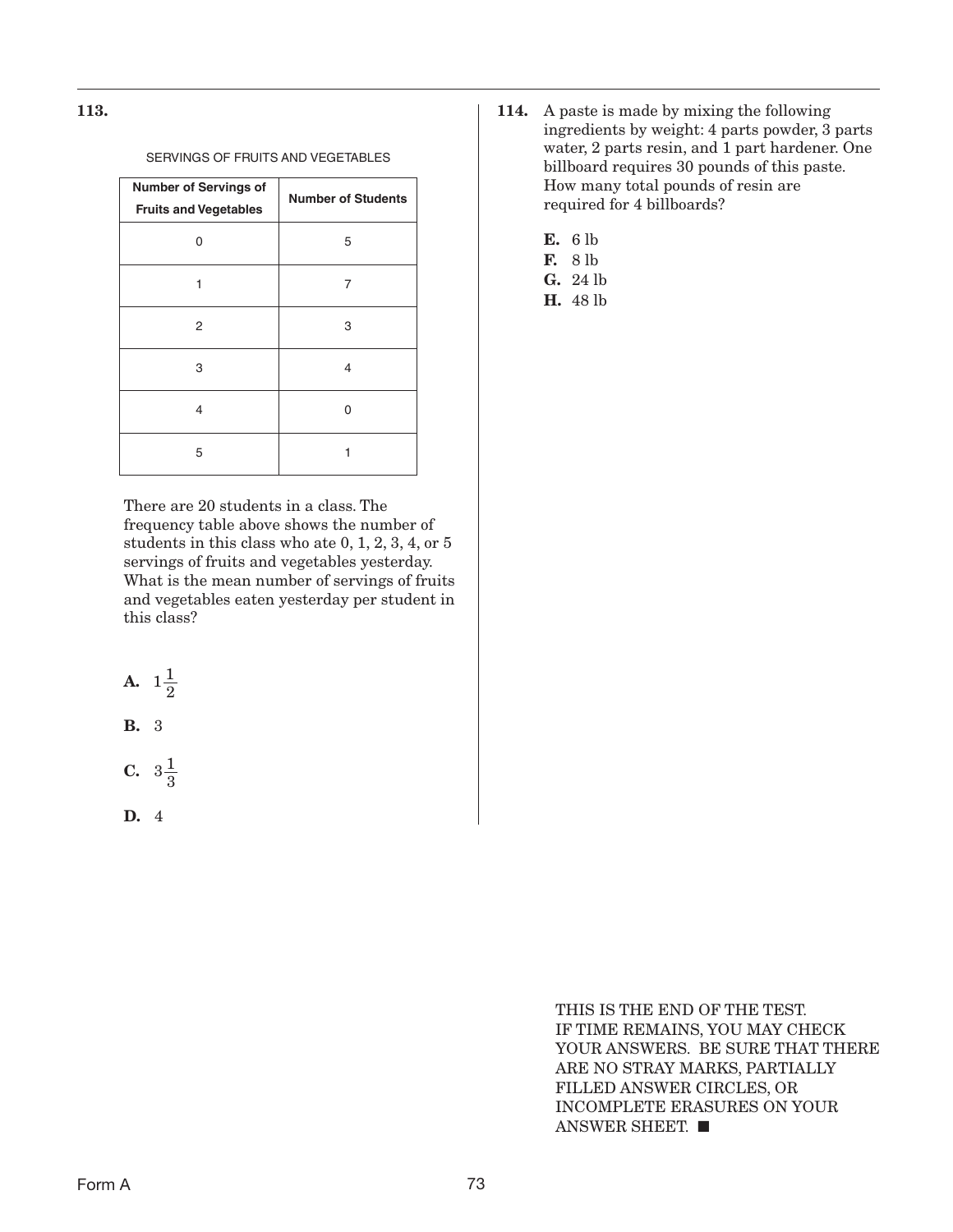**113.**

SERVINGS OF FRUITS AND VEGETABLES

| Number of Servings of Fruits and Vegetables | Number of Students |
|---|---|
| 0 | 5 |
| 1 | 7 |
| 2 | 3 |
| 3 | 4 |
| 4 | 0 |
| 5 | 1 |

There are 20 students in a class. The frequency table above shows the number of students in this class who ate 0, 1, 2, 3, 4, or 5 servings of fruits and vegetables yesterday. What is the mean number of servings of fruits and vegetables eaten yesterday per student in this class?

**A.** $1\frac{1}{2}$

**B.** 3

**C.** $3\frac{1}{3}$

**D.** 4

**114.** A paste is made by mixing the following ingredients by weight: 4 parts powder, 3 parts water, 2 parts resin, and 1 part hardener. One billboard requires 30 pounds of this paste. How many total pounds of resin are required for 4 billboards?

**E.** 6 lb
**F.** 8 lb
**G.** 24 lb
**H.** 48 lb

THIS IS THE END OF THE TEST. IF TIME REMAINS, YOU MAY CHECK YOUR ANSWERS. BE SURE THAT THERE ARE NO STRAY MARKS, PARTIALLY FILLED ANSWER CIRCLES, OR INCOMPLETE ERASURES ON YOUR ANSWER SHEET. ■